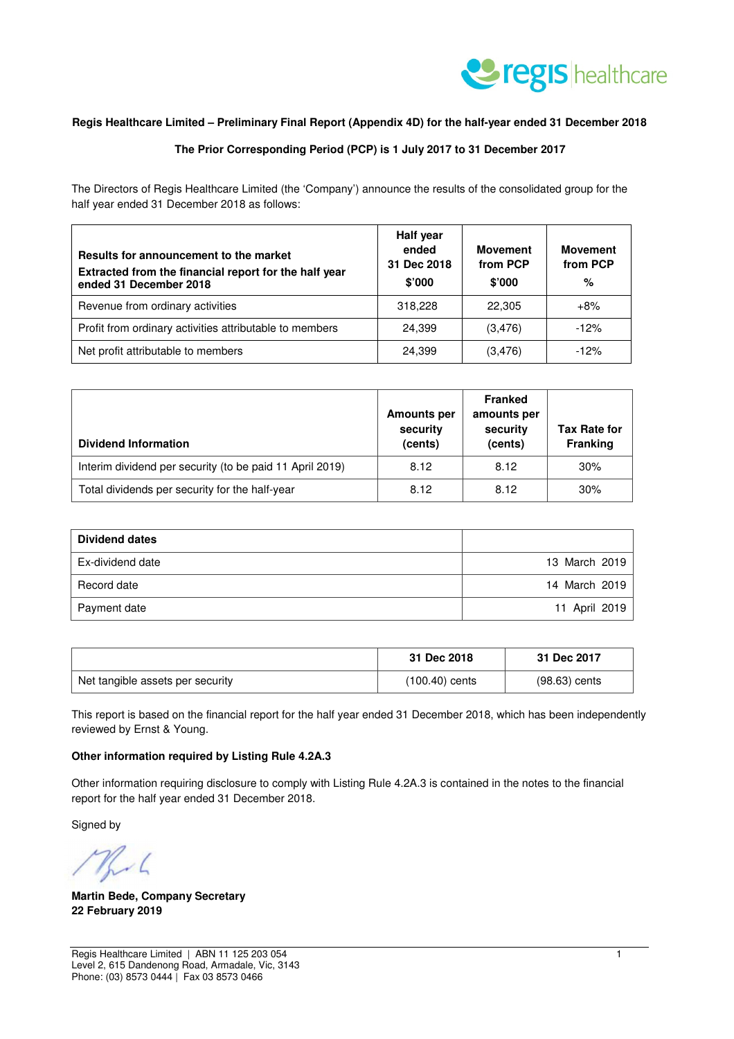**Regis Healthcare Limited – Preliminary Final Report (Appendix 4D) for the half-year ended 31 December 2018**

**The Prior Corresponding Period (PCP) is 1 July 2017 to 31 December 2017**

The Directors of Regis Healthcare Limited (the 'Company') announce the results of the consolidated group for the half year ended 31 December 2018 as follows:

| **Results for announcement to the market**<br>**Extracted from the financial report for the half year ended 31 December 2018** | **Half year ended 31 Dec 2018 $'000** | **Movement from PCP $'000** | **Movement from PCP %** |
|---|---|---|---|
| Revenue from ordinary activities | 318,228 | 22,305 | +8% |
| Profit from ordinary activities attributable to members | 24,399 | (3,476) | -12% |
| Net profit attributable to members | 24,399 | (3,476) | -12% |

| **Dividend Information** | **Amounts per security (cents)** | **Franked amounts per security (cents)** | **Tax Rate for Franking** |
|---|---|---|---|
| Interim dividend per security (to be paid 11 April 2019) | 8.12 | 8.12 | 30% |
| Total dividends per security for the half-year | 8.12 | 8.12 | 30% |

| **Dividend dates** | |
|---|---|
| Ex-dividend date | 13 March 2019 |
| Record date | 14 March 2019 |
| Payment date | 11 April 2019 |

| | **31 Dec 2018** | **31 Dec 2017** |
|---|---|---|
| Net tangible assets per security | (100.40) cents | (98.63) cents |

This report is based on the financial report for the half year ended 31 December 2018, which has been independently reviewed by Ernst & Young.

**Other information required by Listing Rule 4.2A.3**

Other information requiring disclosure to comply with Listing Rule 4.2A.3 is contained in the notes to the financial report for the half year ended 31 December 2018.

Signed by

**Martin Bede, Company Secretary**
**22 February 2019**

Regis Healthcare Limited | ABN 11 125 203 054
Level 2, 615 Dandenong Road, Armadale, Vic, 3143
Phone: (03) 8573 0444 | Fax 03 8573 0466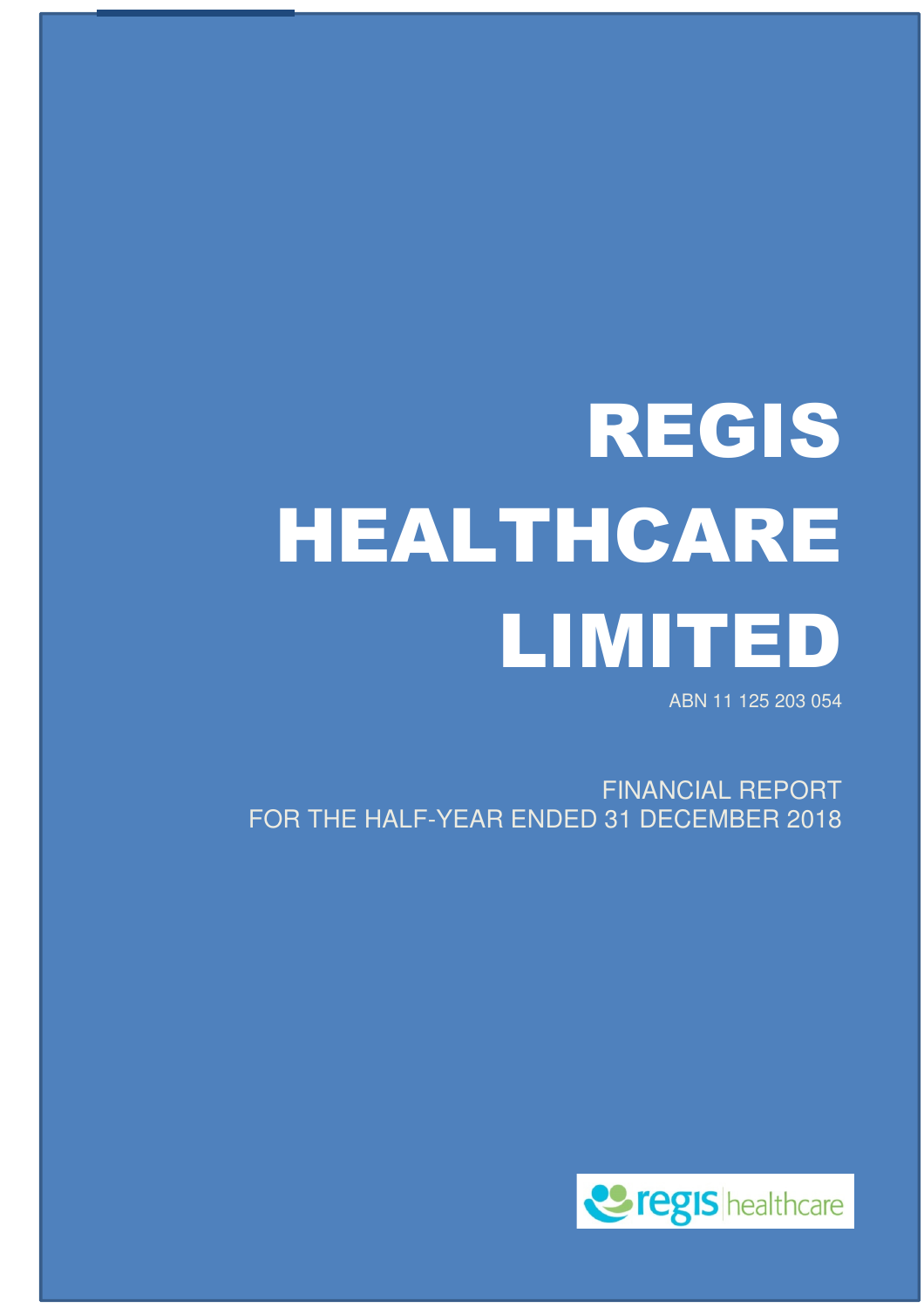# REGIS HEALTHCARE LIMITED

ABN 11 125 203 054

FINANCIAL REPORT
FOR THE HALF-YEAR ENDED 31 DECEMBER 2018

regis healthcare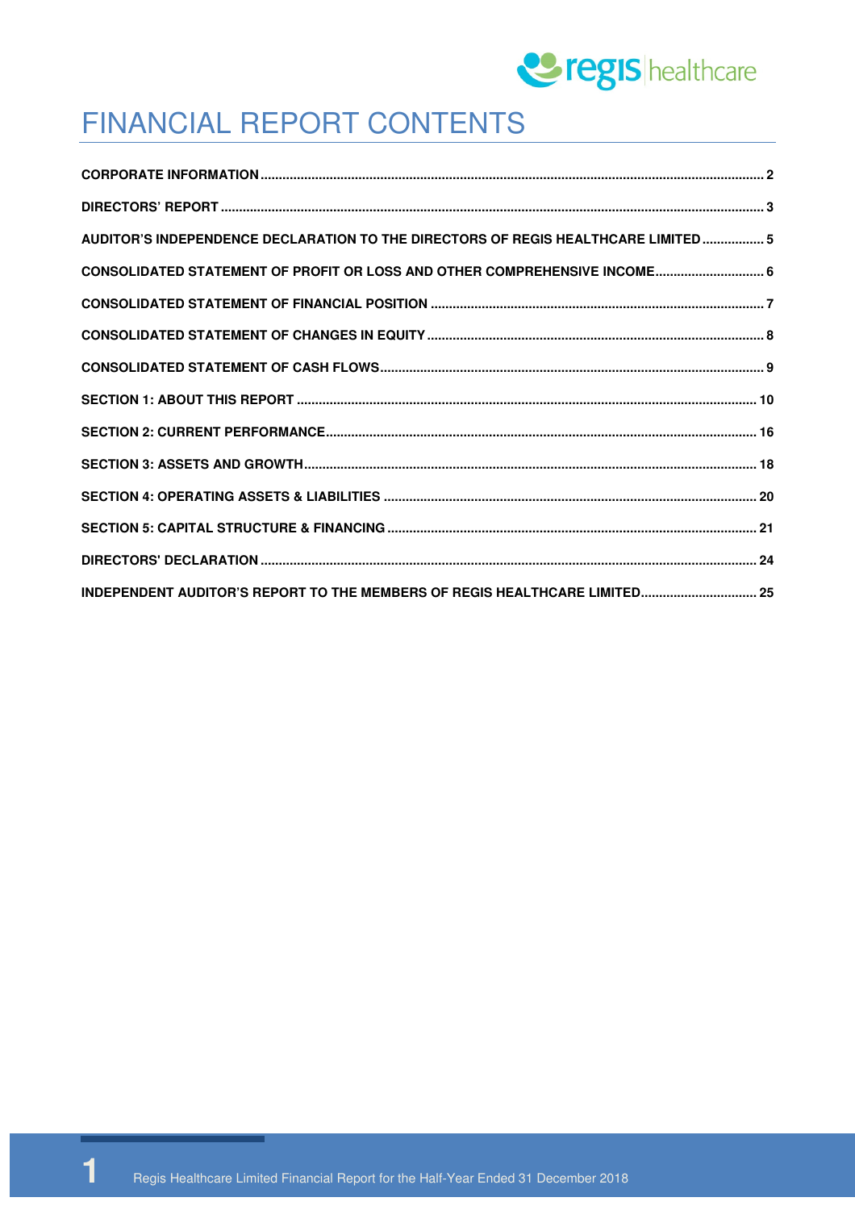# FINANCIAL REPORT CONTENTS

| | |
|---|---|
| **CORPORATE INFORMATION** | **2** |
| **DIRECTORS' REPORT** | **3** |
| **AUDITOR'S INDEPENDENCE DECLARATION TO THE DIRECTORS OF REGIS HEALTHCARE LIMITED** | **5** |
| **CONSOLIDATED STATEMENT OF PROFIT OR LOSS AND OTHER COMPREHENSIVE INCOME** | **6** |
| **CONSOLIDATED STATEMENT OF FINANCIAL POSITION** | **7** |
| **CONSOLIDATED STATEMENT OF CHANGES IN EQUITY** | **8** |
| **CONSOLIDATED STATEMENT OF CASH FLOWS** | **9** |
| **SECTION 1: ABOUT THIS REPORT** | **10** |
| **SECTION 2: CURRENT PERFORMANCE** | **16** |
| **SECTION 3: ASSETS AND GROWTH** | **18** |
| **SECTION 4: OPERATING ASSETS & LIABILITIES** | **20** |
| **SECTION 5: CAPITAL STRUCTURE & FINANCING** | **21** |
| **DIRECTORS' DECLARATION** | **24** |
| **INDEPENDENT AUDITOR'S REPORT TO THE MEMBERS OF REGIS HEALTHCARE LIMITED** | **25** |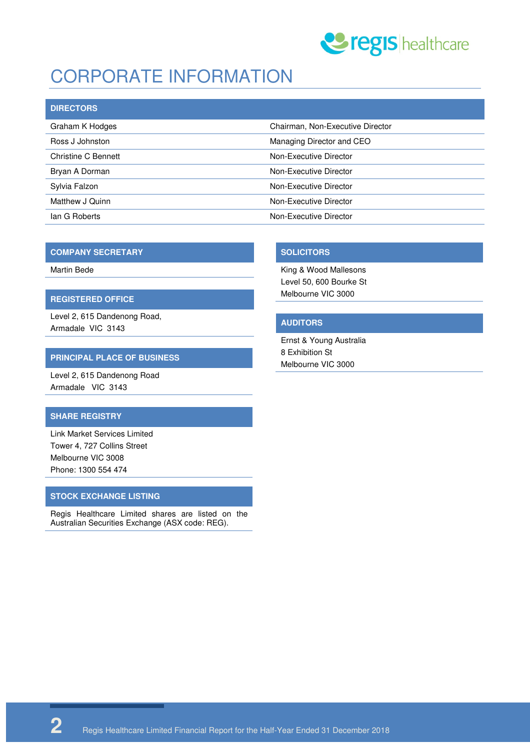# CORPORATE INFORMATION

| DIRECTORS | |
|---|---|
| Graham K Hodges | Chairman, Non-Executive Director |
| Ross J Johnston | Managing Director and CEO |
| Christine C Bennett | Non-Executive Director |
| Bryan A Dorman | Non-Executive Director |
| Sylvia Falzon | Non-Executive Director |
| Matthew J Quinn | Non-Executive Director |
| Ian G Roberts | Non-Executive Director |

## COMPANY SECRETARY

Martin Bede

## REGISTERED OFFICE

Level 2, 615 Dandenong Road,
Armadale VIC 3143

## PRINCIPAL PLACE OF BUSINESS

Level 2, 615 Dandenong Road
Armadale VIC 3143

## SHARE REGISTRY

Link Market Services Limited
Tower 4, 727 Collins Street
Melbourne VIC 3008
Phone: 1300 554 474

## STOCK EXCHANGE LISTING

Regis Healthcare Limited shares are listed on the Australian Securities Exchange (ASX code: REG).

## SOLICITORS

King & Wood Mallesons
Level 50, 600 Bourke St
Melbourne VIC 3000

## AUDITORS

Ernst & Young Australia
8 Exhibition St
Melbourne VIC 3000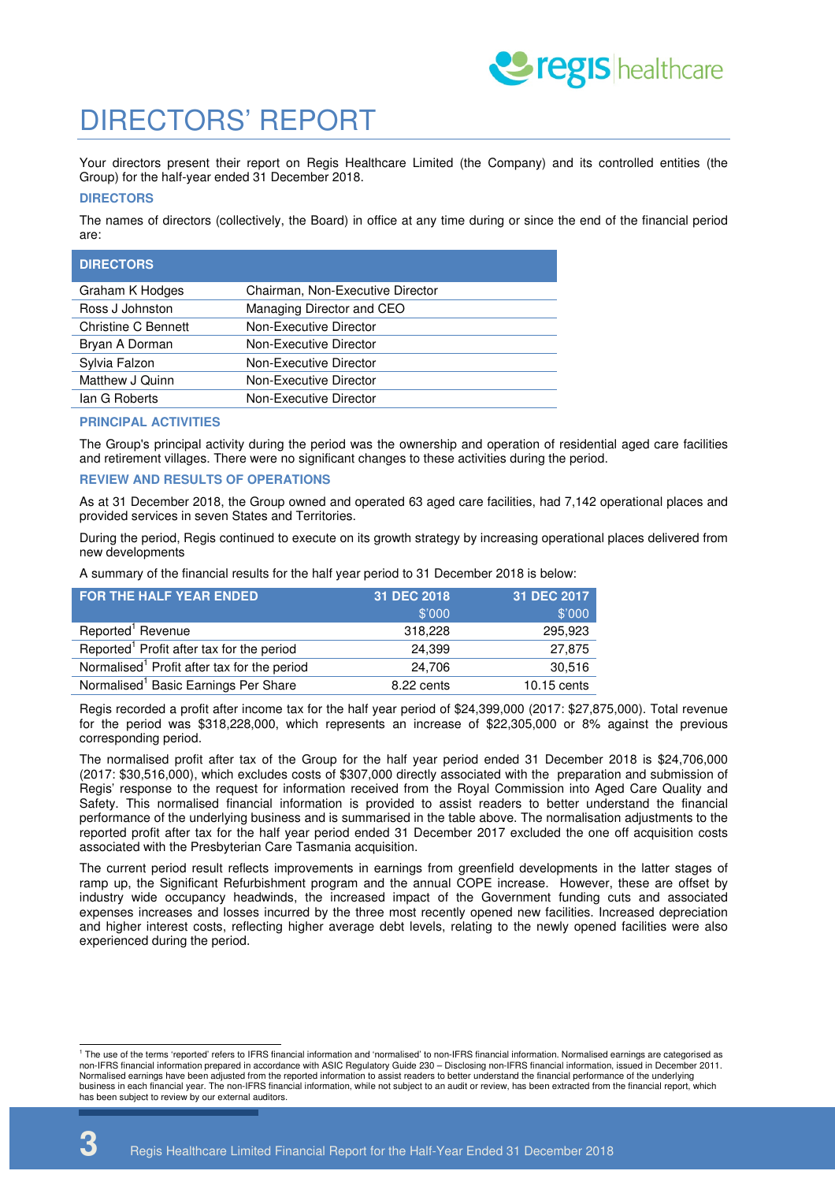# DIRECTORS' REPORT

Your directors present their report on Regis Healthcare Limited (the Company) and its controlled entities (the Group) for the half-year ended 31 December 2018.

### DIRECTORS

The names of directors (collectively, the Board) in office at any time during or since the end of the financial period are:

| DIRECTORS | |
|---|---|
| Graham K Hodges | Chairman, Non-Executive Director |
| Ross J Johnston | Managing Director and CEO |
| Christine C Bennett | Non-Executive Director |
| Bryan A Dorman | Non-Executive Director |
| Sylvia Falzon | Non-Executive Director |
| Matthew J Quinn | Non-Executive Director |
| Ian G Roberts | Non-Executive Director |

### PRINCIPAL ACTIVITIES

The Group's principal activity during the period was the ownership and operation of residential aged care facilities and retirement villages. There were no significant changes to these activities during the period.

### REVIEW AND RESULTS OF OPERATIONS

As at 31 December 2018, the Group owned and operated 63 aged care facilities, had 7,142 operational places and provided services in seven States and Territories.

During the period, Regis continued to execute on its growth strategy by increasing operational places delivered from new developments

A summary of the financial results for the half year period to 31 December 2018 is below:

| FOR THE HALF YEAR ENDED | 31 DEC 2018 | 31 DEC 2017 |
|---|---|---|
| | $'000 | $'000 |
| Reported[1] Revenue | 318,228 | 295,923 |
| Reported[1] Profit after tax for the period | 24,399 | 27,875 |
| Normalised[1] Profit after tax for the period | 24,706 | 30,516 |
| Normalised[1] Basic Earnings Per Share | 8.22 cents | 10.15 cents |

Regis recorded a profit after income tax for the half year period of $24,399,000 (2017: $27,875,000). Total revenue for the period was $318,228,000, which represents an increase of $22,305,000 or 8% against the previous corresponding period.

The normalised profit after tax of the Group for the half year period ended 31 December 2018 is $24,706,000 (2017: $30,516,000), which excludes costs of $307,000 directly associated with the preparation and submission of Regis' response to the request for information received from the Royal Commission into Aged Care Quality and Safety. This normalised financial information is provided to assist readers to better understand the financial performance of the underlying business and is summarised in the table above. The normalisation adjustments to the reported profit after tax for the half year period ended 31 December 2017 excluded the one off acquisition costs associated with the Presbyterian Care Tasmania acquisition.

The current period result reflects improvements in earnings from greenfield developments in the latter stages of ramp up, the Significant Refurbishment program and the annual COPE increase. However, these are offset by industry wide occupancy headwinds, the increased impact of the Government funding cuts and associated expenses increases and losses incurred by the three most recently opened new facilities. Increased depreciation and higher interest costs, reflecting higher average debt levels, relating to the newly opened facilities were also experienced during the period.

[1] The use of the terms 'reported' refers to IFRS financial information and 'normalised' to non-IFRS financial information. Normalised earnings are categorised as non-IFRS financial information prepared in accordance with ASIC Regulatory Guide 230 – Disclosing non-IFRS financial information, issued in December 2011. Normalised earnings have been adjusted from the reported information to assist readers to better understand the financial performance of the underlying business in each financial year. The non-IFRS financial information, while not subject to an audit or review, has been extracted from the financial report, which has been subject to review by our external auditors.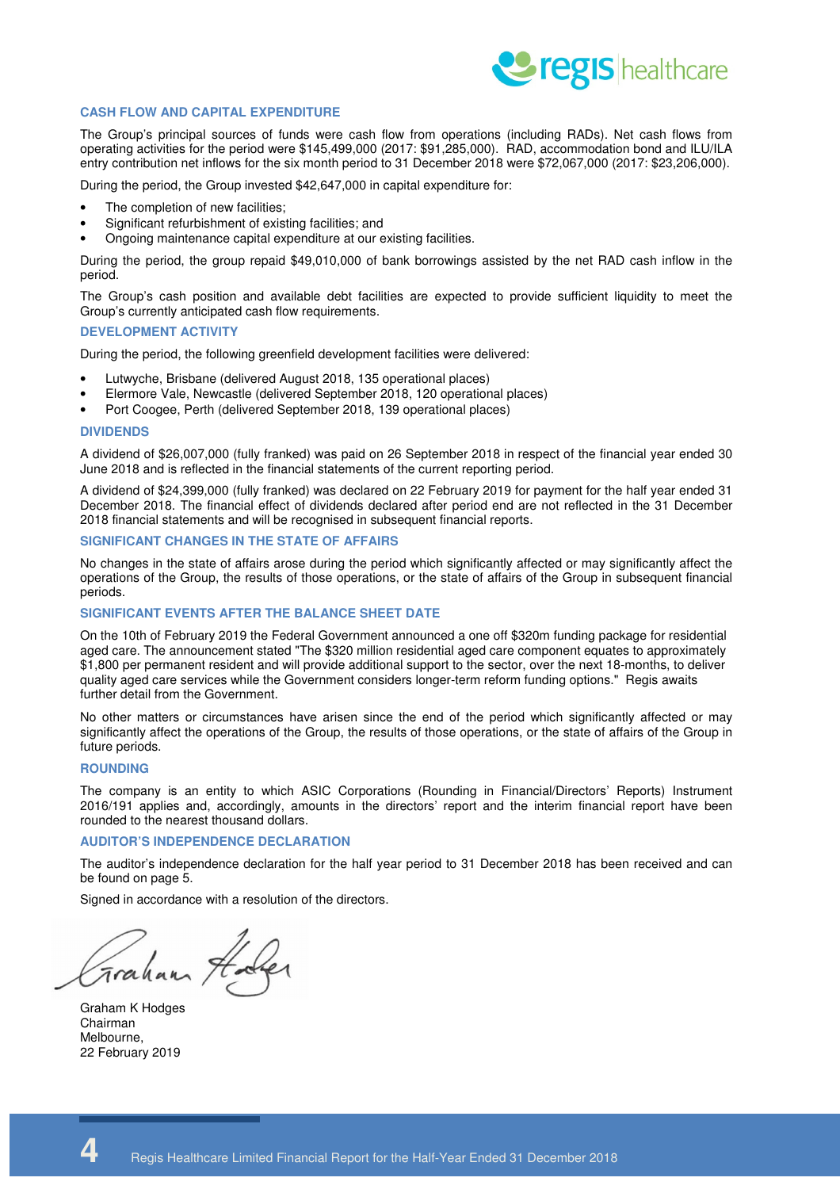## CASH FLOW AND CAPITAL EXPENDITURE

The Group's principal sources of funds were cash flow from operations (including RADs). Net cash flows from operating activities for the period were $145,499,000 (2017: $91,285,000). RAD, accommodation bond and ILU/ILA entry contribution net inflows for the six month period to 31 December 2018 were $72,067,000 (2017: $23,206,000).

During the period, the Group invested $42,647,000 in capital expenditure for:

- The completion of new facilities;
- Significant refurbishment of existing facilities; and
- Ongoing maintenance capital expenditure at our existing facilities.

During the period, the group repaid $49,010,000 of bank borrowings assisted by the net RAD cash inflow in the period.

The Group's cash position and available debt facilities are expected to provide sufficient liquidity to meet the Group's currently anticipated cash flow requirements.

## DEVELOPMENT ACTIVITY

During the period, the following greenfield development facilities were delivered:

- Lutwyche, Brisbane (delivered August 2018, 135 operational places)
- Elermore Vale, Newcastle (delivered September 2018, 120 operational places)
- Port Coogee, Perth (delivered September 2018, 139 operational places)

## DIVIDENDS

A dividend of $26,007,000 (fully franked) was paid on 26 September 2018 in respect of the financial year ended 30 June 2018 and is reflected in the financial statements of the current reporting period.

A dividend of $24,399,000 (fully franked) was declared on 22 February 2019 for payment for the half year ended 31 December 2018. The financial effect of dividends declared after period end are not reflected in the 31 December 2018 financial statements and will be recognised in subsequent financial reports.

## SIGNIFICANT CHANGES IN THE STATE OF AFFAIRS

No changes in the state of affairs arose during the period which significantly affected or may significantly affect the operations of the Group, the results of those operations, or the state of affairs of the Group in subsequent financial periods.

## SIGNIFICANT EVENTS AFTER THE BALANCE SHEET DATE

On the 10th of February 2019 the Federal Government announced a one off $320m funding package for residential aged care. The announcement stated "The $320 million residential aged care component equates to approximately $1,800 per permanent resident and will provide additional support to the sector, over the next 18-months, to deliver quality aged care services while the Government considers longer-term reform funding options." Regis awaits further detail from the Government.

No other matters or circumstances have arisen since the end of the period which significantly affected or may significantly affect the operations of the Group, the results of those operations, or the state of affairs of the Group in future periods.

## ROUNDING

The company is an entity to which ASIC Corporations (Rounding in Financial/Directors' Reports) Instrument 2016/191 applies and, accordingly, amounts in the directors' report and the interim financial report have been rounded to the nearest thousand dollars.

## AUDITOR'S INDEPENDENCE DECLARATION

The auditor's independence declaration for the half year period to 31 December 2018 has been received and can be found on page 5.

Signed in accordance with a resolution of the directors.

Graham K Hodges
Chairman
Melbourne,
22 February 2019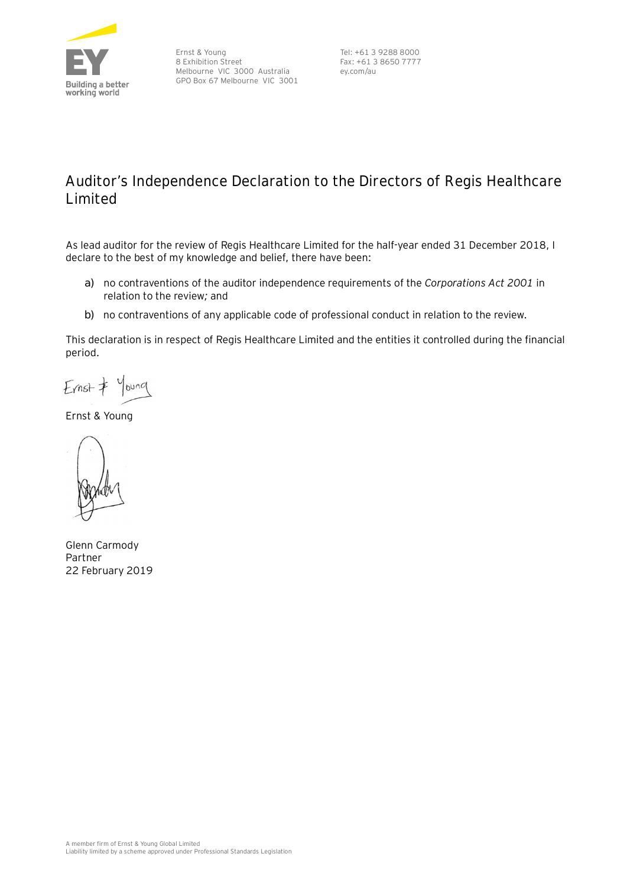Ernst & Young
8 Exhibition Street
Melbourne VIC 3000 Australia
GPO Box 67 Melbourne VIC 3001

Tel: +61 3 9288 8000
Fax: +61 3 8650 7777
ey.com/au

# Auditor's Independence Declaration to the Directors of Regis Healthcare Limited

As lead auditor for the review of Regis Healthcare Limited for the half-year ended 31 December 2018, I declare to the best of my knowledge and belief, there have been:

a) no contraventions of the auditor independence requirements of the *Corporations Act 2001* in relation to the review; and

b) no contraventions of any applicable code of professional conduct in relation to the review.

This declaration is in respect of Regis Healthcare Limited and the entities it controlled during the financial period.

Ernst & Young

Glenn Carmody
Partner
22 February 2019

A member firm of Ernst & Young Global Limited
Liability limited by a scheme approved under Professional Standards Legislation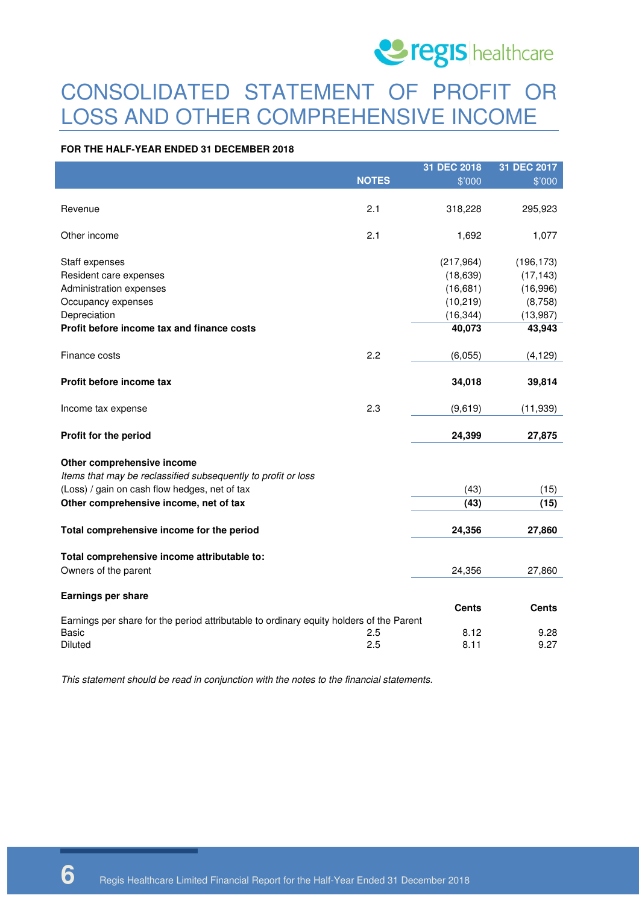# CONSOLIDATED STATEMENT OF PROFIT OR LOSS AND OTHER COMPREHENSIVE INCOME

**FOR THE HALF-YEAR ENDED 31 DECEMBER 2018**

| | NOTES | 31 DEC 2018 $'000 | 31 DEC 2017 $'000 |
|---|---|---|---|
| Revenue | 2.1 | 318,228 | 295,923 |
| Other income | 2.1 | 1,692 | 1,077 |
| Staff expenses | | (217,964) | (196,173) |
| Resident care expenses | | (18,639) | (17,143) |
| Administration expenses | | (16,681) | (16,996) |
| Occupancy expenses | | (10,219) | (8,758) |
| Depreciation | | (16,344) | (13,987) |
| **Profit before income tax and finance costs** | | **40,073** | **43,943** |
| Finance costs | 2.2 | (6,055) | (4,129) |
| **Profit before income tax** | | **34,018** | **39,814** |
| Income tax expense | 2.3 | (9,619) | (11,939) |
| **Profit for the period** | | **24,399** | **27,875** |
| **Other comprehensive income** | | | |
| *Items that may be reclassified subsequently to profit or loss* | | | |
| (Loss) / gain on cash flow hedges, net of tax | | (43) | (15) |
| **Other comprehensive income, net of tax** | | **(43)** | **(15)** |
| **Total comprehensive income for the period** | | **24,356** | **27,860** |
| **Total comprehensive income attributable to:** | | | |
| Owners of the parent | | 24,356 | 27,860 |
| **Earnings per share** | | **Cents** | **Cents** |
| Earnings per share for the period attributable to ordinary equity holders of the Parent | | | |
| Basic | 2.5 | 8.12 | 9.28 |
| Diluted | 2.5 | 8.11 | 9.27 |

*This statement should be read in conjunction with the notes to the financial statements.*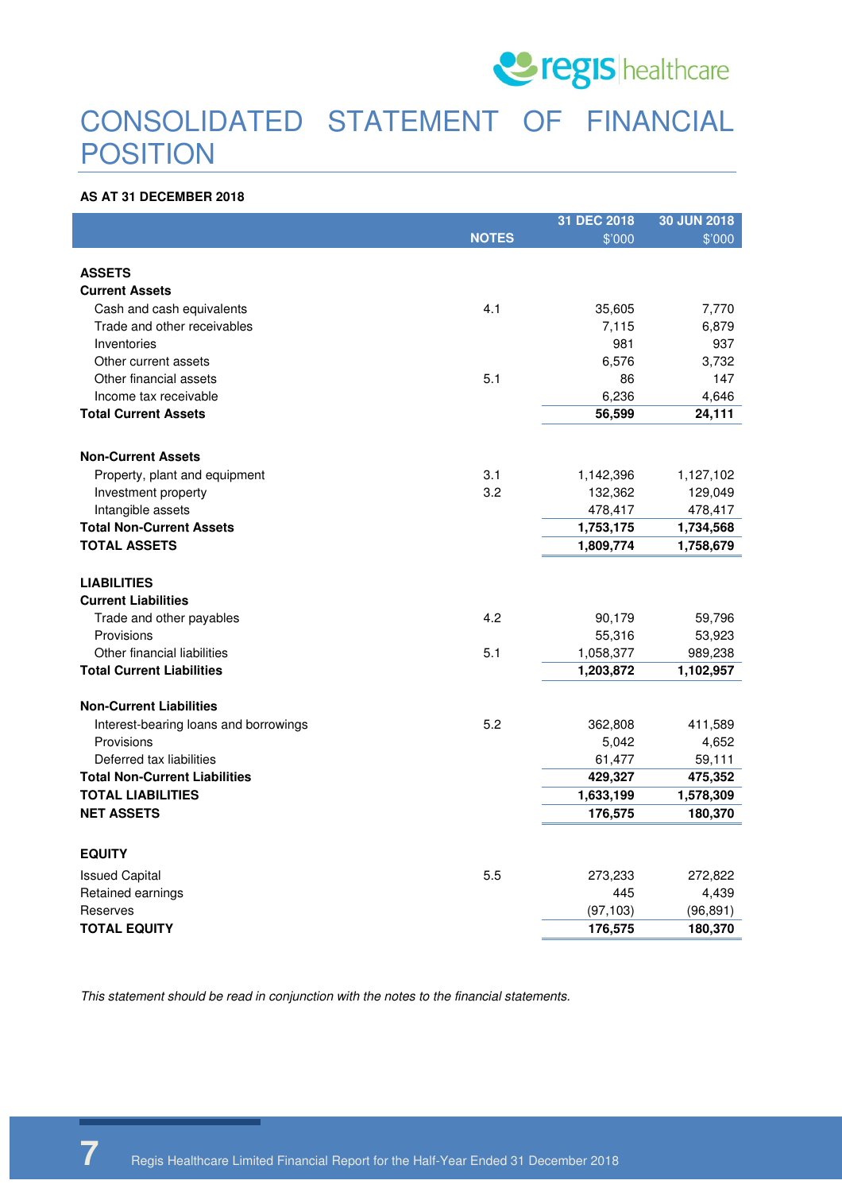# CONSOLIDATED STATEMENT OF FINANCIAL POSITION

**AS AT 31 DECEMBER 2018**

| | NOTES | 31 DEC 2018 $'000 | 30 JUN 2018 $'000 |
|---|---|---|---|
| **ASSETS** | | | |
| **Current Assets** | | | |
| Cash and cash equivalents | 4.1 | 35,605 | 7,770 |
| Trade and other receivables | | 7,115 | 6,879 |
| Inventories | | 981 | 937 |
| Other current assets | | 6,576 | 3,732 |
| Other financial assets | 5.1 | 86 | 147 |
| Income tax receivable | | 6,236 | 4,646 |
| **Total Current Assets** | | **56,599** | **24,111** |
| **Non-Current Assets** | | | |
| Property, plant and equipment | 3.1 | 1,142,396 | 1,127,102 |
| Investment property | 3.2 | 132,362 | 129,049 |
| Intangible assets | | 478,417 | 478,417 |
| **Total Non-Current Assets** | | **1,753,175** | **1,734,568** |
| **TOTAL ASSETS** | | **1,809,774** | **1,758,679** |
| **LIABILITIES** | | | |
| **Current Liabilities** | | | |
| Trade and other payables | 4.2 | 90,179 | 59,796 |
| Provisions | | 55,316 | 53,923 |
| Other financial liabilities | 5.1 | 1,058,377 | 989,238 |
| **Total Current Liabilities** | | **1,203,872** | **1,102,957** |
| **Non-Current Liabilities** | | | |
| Interest-bearing loans and borrowings | 5.2 | 362,808 | 411,589 |
| Provisions | | 5,042 | 4,652 |
| Deferred tax liabilities | | 61,477 | 59,111 |
| **Total Non-Current Liabilities** | | **429,327** | **475,352** |
| **TOTAL LIABILITIES** | | **1,633,199** | **1,578,309** |
| **NET ASSETS** | | **176,575** | **180,370** |
| **EQUITY** | | | |
| Issued Capital | 5.5 | 273,233 | 272,822 |
| Retained earnings | | 445 | 4,439 |
| Reserves | | (97,103) | (96,891) |
| **TOTAL EQUITY** | | **176,575** | **180,370** |

*This statement should be read in conjunction with the notes to the financial statements.*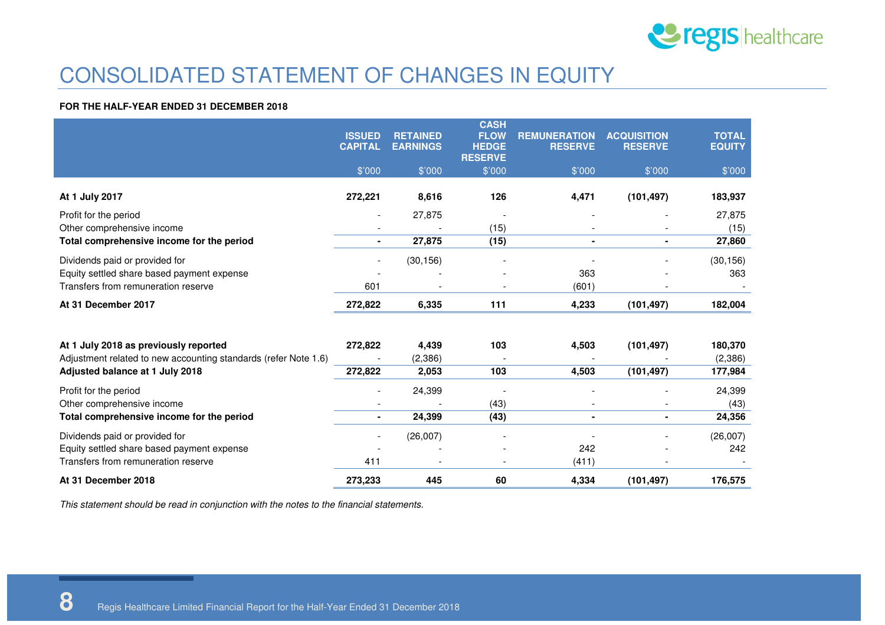# CONSOLIDATED STATEMENT OF CHANGES IN EQUITY

**FOR THE HALF-YEAR ENDED 31 DECEMBER 2018**

| | ISSUED CAPITAL | RETAINED EARNINGS | CASH FLOW HEDGE RESERVE | REMUNERATION RESERVE | ACQUISITION RESERVE | TOTAL EQUITY |
|---|---|---|---|---|---|---|
| | $'000 | $'000 | $'000 | $'000 | $'000 | $'000 |
| **At 1 July 2017** | **272,221** | **8,616** | **126** | **4,471** | **(101,497)** | **183,937** |
| Profit for the period | - | 27,875 | - | - | - | 27,875 |
| Other comprehensive income | - | - | (15) | - | - | (15) |
| **Total comprehensive income for the period** | **-** | **27,875** | **(15)** | **-** | **-** | **27,860** |
| Dividends paid or provided for | - | (30,156) | - | - | - | (30,156) |
| Equity settled share based payment expense | - | - | - | 363 | - | 363 |
| Transfers from remuneration reserve | 601 | - | - | (601) | - | - |
| **At 31 December 2017** | **272,822** | **6,335** | **111** | **4,233** | **(101,497)** | **182,004** |
| | | | | | | |
| **At 1 July 2018 as previously reported** | **272,822** | **4,439** | **103** | **4,503** | **(101,497)** | **180,370** |
| Adjustment related to new accounting standards (refer Note 1.6) | - | (2,386) | - | - | - | (2,386) |
| **Adjusted balance at 1 July 2018** | **272,822** | **2,053** | **103** | **4,503** | **(101,497)** | **177,984** |
| Profit for the period | - | 24,399 | - | - | - | 24,399 |
| Other comprehensive income | - | - | (43) | - | - | (43) |
| **Total comprehensive income for the period** | **-** | **24,399** | **(43)** | **-** | **-** | **24,356** |
| Dividends paid or provided for | - | (26,007) | - | - | - | (26,007) |
| Equity settled share based payment expense | - | - | - | 242 | - | 242 |
| Transfers from remuneration reserve | 411 | - | - | (411) | - | - |
| **At 31 December 2018** | **273,233** | **445** | **60** | **4,334** | **(101,497)** | **176,575** |

*This statement should be read in conjunction with the notes to the financial statements.*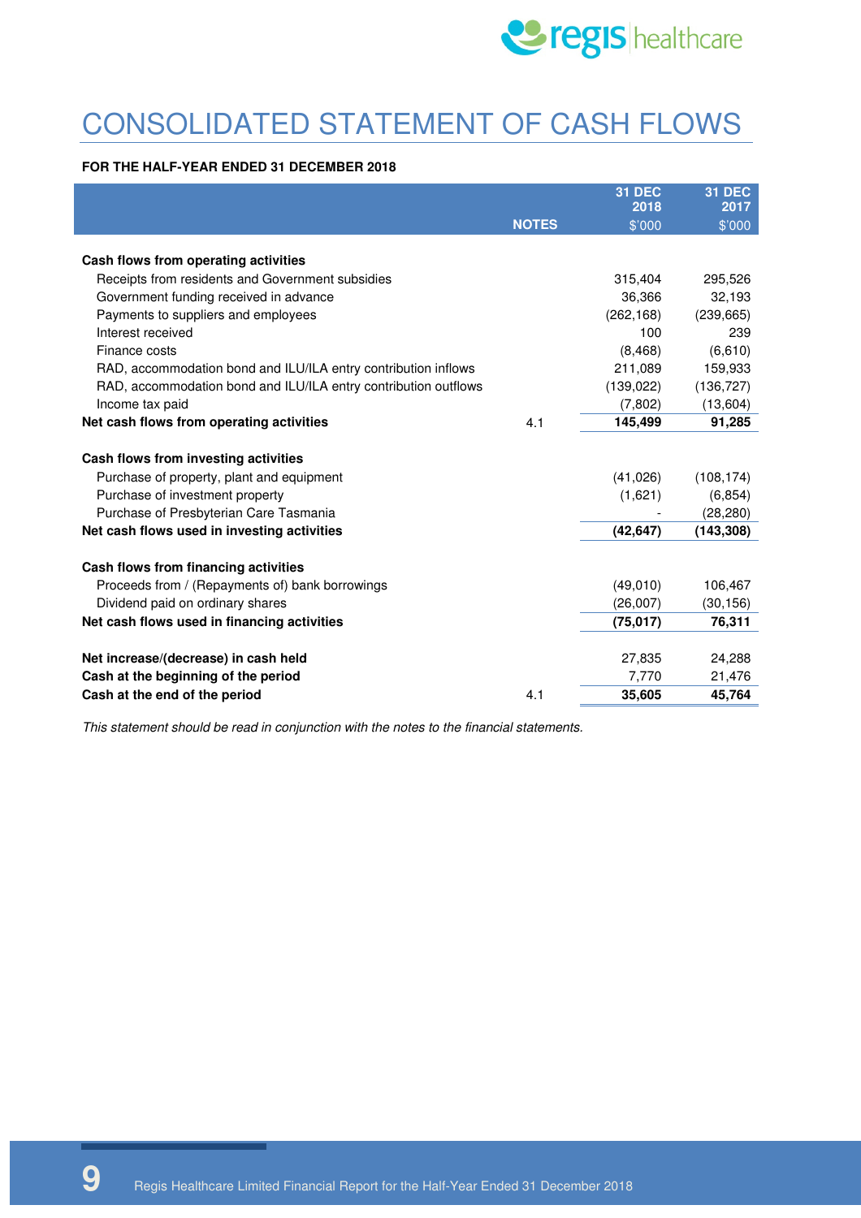# CONSOLIDATED STATEMENT OF CASH FLOWS

**FOR THE HALF-YEAR ENDED 31 DECEMBER 2018**

| | NOTES | 31 DEC 2018 $'000 | 31 DEC 2017 $'000 |
|---|---|---|---|
| **Cash flows from operating activities** | | | |
| Receipts from residents and Government subsidies | | 315,404 | 295,526 |
| Government funding received in advance | | 36,366 | 32,193 |
| Payments to suppliers and employees | | (262,168) | (239,665) |
| Interest received | | 100 | 239 |
| Finance costs | | (8,468) | (6,610) |
| RAD, accommodation bond and ILU/ILA entry contribution inflows | | 211,089 | 159,933 |
| RAD, accommodation bond and ILU/ILA entry contribution outflows | | (139,022) | (136,727) |
| Income tax paid | | (7,802) | (13,604) |
| **Net cash flows from operating activities** | 4.1 | **145,499** | **91,285** |
| **Cash flows from investing activities** | | | |
| Purchase of property, plant and equipment | | (41,026) | (108,174) |
| Purchase of investment property | | (1,621) | (6,854) |
| Purchase of Presbyterian Care Tasmania | | - | (28,280) |
| **Net cash flows used in investing activities** | | **(42,647)** | **(143,308)** |
| **Cash flows from financing activities** | | | |
| Proceeds from / (Repayments of) bank borrowings | | (49,010) | 106,467 |
| Dividend paid on ordinary shares | | (26,007) | (30,156) |
| **Net cash flows used in financing activities** | | **(75,017)** | **76,311** |
| **Net increase/(decrease) in cash held** | | 27,835 | 24,288 |
| **Cash at the beginning of the period** | | 7,770 | 21,476 |
| **Cash at the end of the period** | 4.1 | **35,605** | **45,764** |

*This statement should be read in conjunction with the notes to the financial statements.*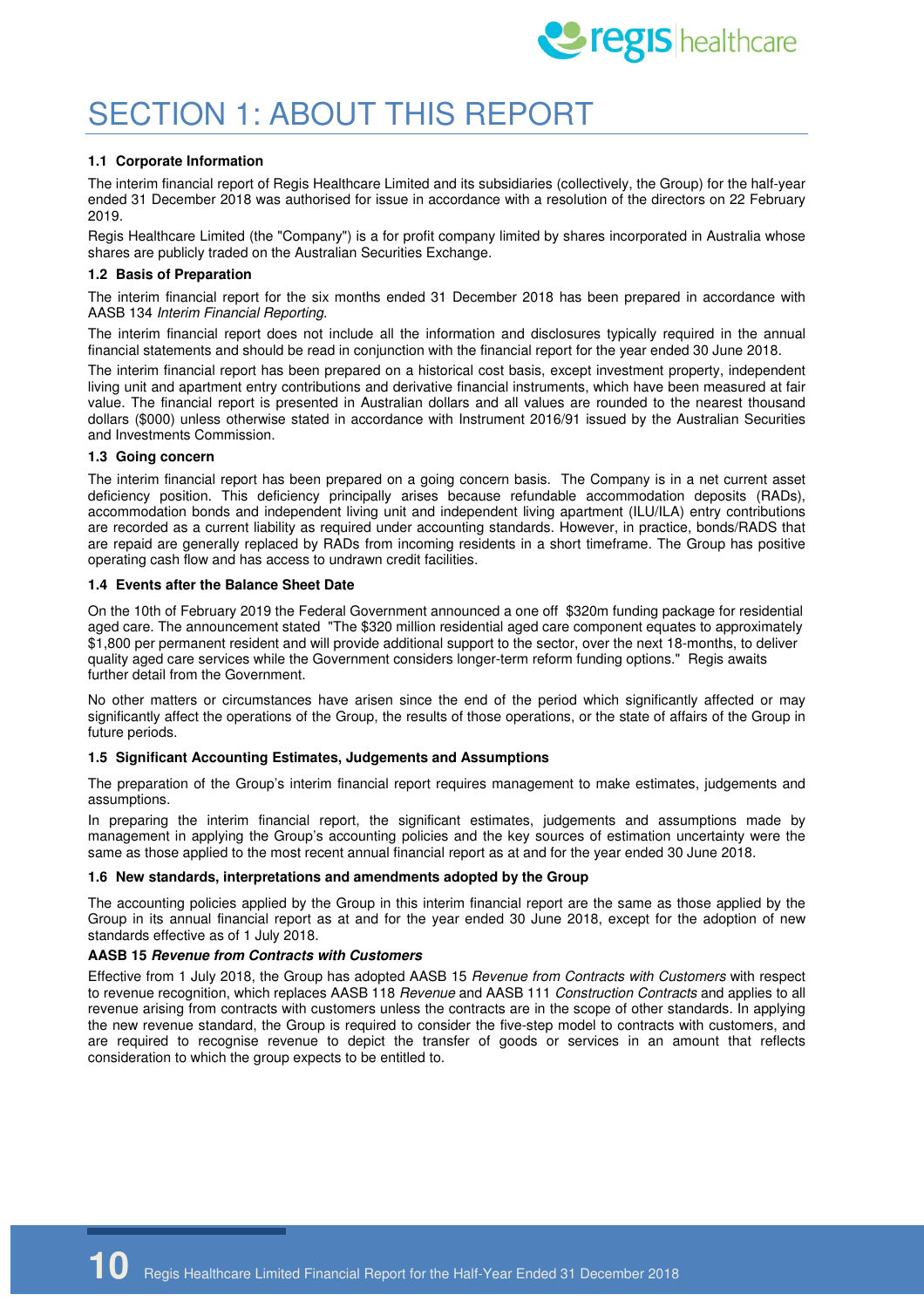# SECTION 1: ABOUT THIS REPORT

### 1.1 Corporate Information

The interim financial report of Regis Healthcare Limited and its subsidiaries (collectively, the Group) for the half-year ended 31 December 2018 was authorised for issue in accordance with a resolution of the directors on 22 February 2019.

Regis Healthcare Limited (the "Company") is a for profit company limited by shares incorporated in Australia whose shares are publicly traded on the Australian Securities Exchange.

### 1.2 Basis of Preparation

The interim financial report for the six months ended 31 December 2018 has been prepared in accordance with AASB 134 *Interim Financial Reporting*.

The interim financial report does not include all the information and disclosures typically required in the annual financial statements and should be read in conjunction with the financial report for the year ended 30 June 2018.

The interim financial report has been prepared on a historical cost basis, except investment property, independent living unit and apartment entry contributions and derivative financial instruments, which have been measured at fair value. The financial report is presented in Australian dollars and all values are rounded to the nearest thousand dollars ($000) unless otherwise stated in accordance with Instrument 2016/91 issued by the Australian Securities and Investments Commission.

### 1.3 Going concern

The interim financial report has been prepared on a going concern basis. The Company is in a net current asset deficiency position. This deficiency principally arises because refundable accommodation deposits (RADs), accommodation bonds and independent living unit and independent living apartment (ILU/ILA) entry contributions are recorded as a current liability as required under accounting standards. However, in practice, bonds/RADS that are repaid are generally replaced by RADs from incoming residents in a short timeframe. The Group has positive operating cash flow and has access to undrawn credit facilities.

### 1.4 Events after the Balance Sheet Date

On the 10th of February 2019 the Federal Government announced a one off $320m funding package for residential aged care. The announcement stated "The $320 million residential aged care component equates to approximately $1,800 per permanent resident and will provide additional support to the sector, over the next 18-months, to deliver quality aged care services while the Government considers longer-term reform funding options." Regis awaits further detail from the Government.

No other matters or circumstances have arisen since the end of the period which significantly affected or may significantly affect the operations of the Group, the results of those operations, or the state of affairs of the Group in future periods.

### 1.5 Significant Accounting Estimates, Judgements and Assumptions

The preparation of the Group's interim financial report requires management to make estimates, judgements and assumptions.

In preparing the interim financial report, the significant estimates, judgements and assumptions made by management in applying the Group's accounting policies and the key sources of estimation uncertainty were the same as those applied to the most recent annual financial report as at and for the year ended 30 June 2018.

### 1.6 New standards, interpretations and amendments adopted by the Group

The accounting policies applied by the Group in this interim financial report are the same as those applied by the Group in its annual financial report as at and for the year ended 30 June 2018, except for the adoption of new standards effective as of 1 July 2018.

**AASB 15 *Revenue from Contracts with Customers***

Effective from 1 July 2018, the Group has adopted AASB 15 *Revenue from Contracts with Customers* with respect to revenue recognition, which replaces AASB 118 *Revenue* and AASB 111 *Construction Contracts* and applies to all revenue arising from contracts with customers unless the contracts are in the scope of other standards. In applying the new revenue standard, the Group is required to consider the five-step model to contracts with customers, and are required to recognise revenue to depict the transfer of goods or services in an amount that reflects consideration to which the group expects to be entitled to.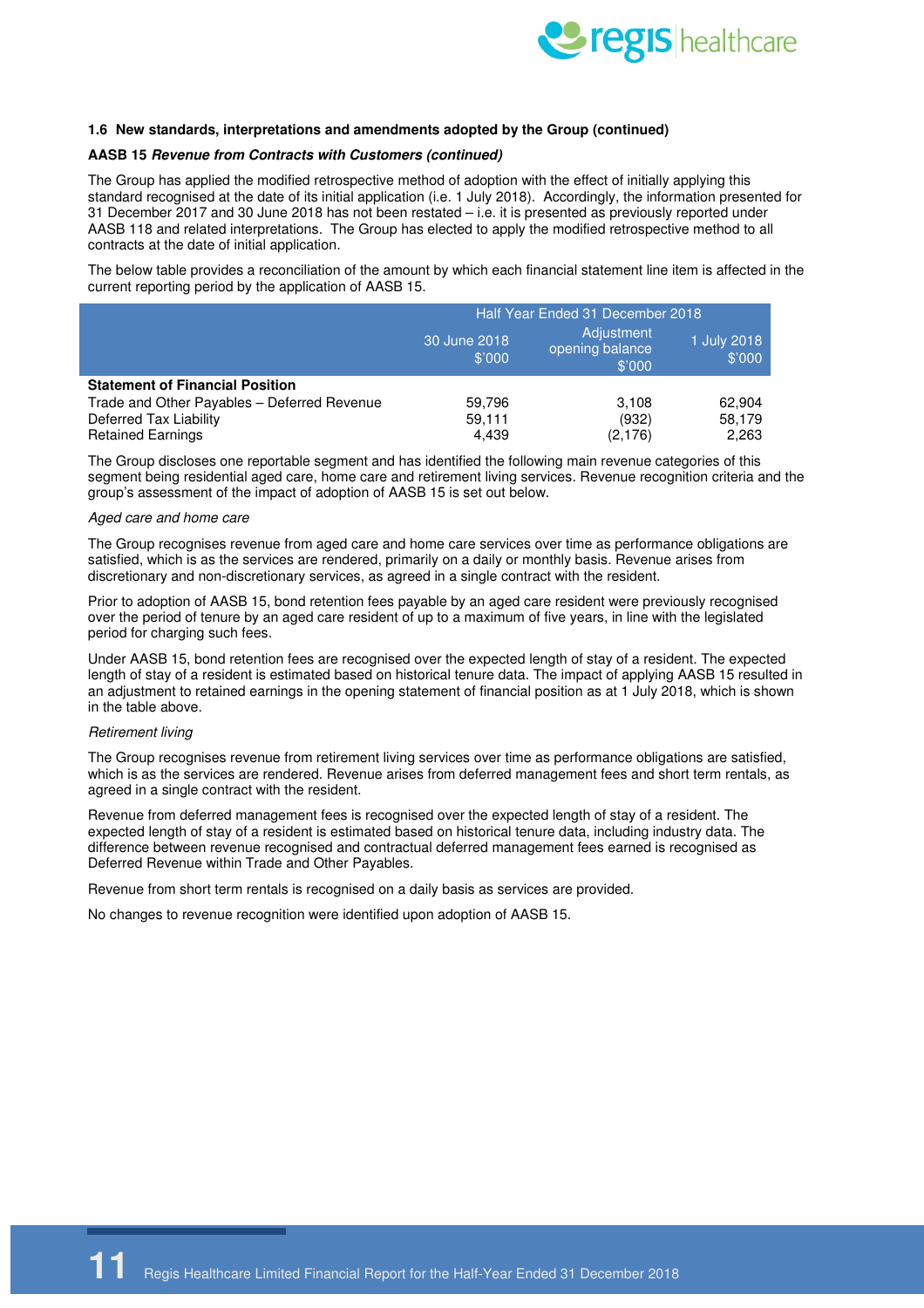### 1.6 New standards, interpretations and amendments adopted by the Group (continued)

#### AASB 15 *Revenue from Contracts with Customers (continued)*

The Group has applied the modified retrospective method of adoption with the effect of initially applying this standard recognised at the date of its initial application (i.e. 1 July 2018). Accordingly, the information presented for 31 December 2017 and 30 June 2018 has not been restated – i.e. it is presented as previously reported under AASB 118 and related interpretations. The Group has elected to apply the modified retrospective method to all contracts at the date of initial application.

The below table provides a reconciliation of the amount by which each financial statement line item is affected in the current reporting period by the application of AASB 15.

| | Half Year Ended 31 December 2018 | | |
|---|---|---|---|
| | 30 June 2018 $'000 | Adjustment opening balance $'000 | 1 July 2018 $'000 |
| **Statement of Financial Position** | | | |
| Trade and Other Payables – Deferred Revenue | 59,796 | 3,108 | 62,904 |
| Deferred Tax Liability | 59,111 | (932) | 58,179 |
| Retained Earnings | 4,439 | (2,176) | 2,263 |

The Group discloses one reportable segment and has identified the following main revenue categories of this segment being residential aged care, home care and retirement living services. Revenue recognition criteria and the group's assessment of the impact of adoption of AASB 15 is set out below.

*Aged care and home care*

The Group recognises revenue from aged care and home care services over time as performance obligations are satisfied, which is as the services are rendered, primarily on a daily or monthly basis. Revenue arises from discretionary and non-discretionary services, as agreed in a single contract with the resident.

Prior to adoption of AASB 15, bond retention fees payable by an aged care resident were previously recognised over the period of tenure by an aged care resident of up to a maximum of five years, in line with the legislated period for charging such fees.

Under AASB 15, bond retention fees are recognised over the expected length of stay of a resident. The expected length of stay of a resident is estimated based on historical tenure data. The impact of applying AASB 15 resulted in an adjustment to retained earnings in the opening statement of financial position as at 1 July 2018, which is shown in the table above.

*Retirement living*

The Group recognises revenue from retirement living services over time as performance obligations are satisfied, which is as the services are rendered. Revenue arises from deferred management fees and short term rentals, as agreed in a single contract with the resident.

Revenue from deferred management fees is recognised over the expected length of stay of a resident. The expected length of stay of a resident is estimated based on historical tenure data, including industry data. The difference between revenue recognised and contractual deferred management fees earned is recognised as Deferred Revenue within Trade and Other Payables.

Revenue from short term rentals is recognised on a daily basis as services are provided.

No changes to revenue recognition were identified upon adoption of AASB 15.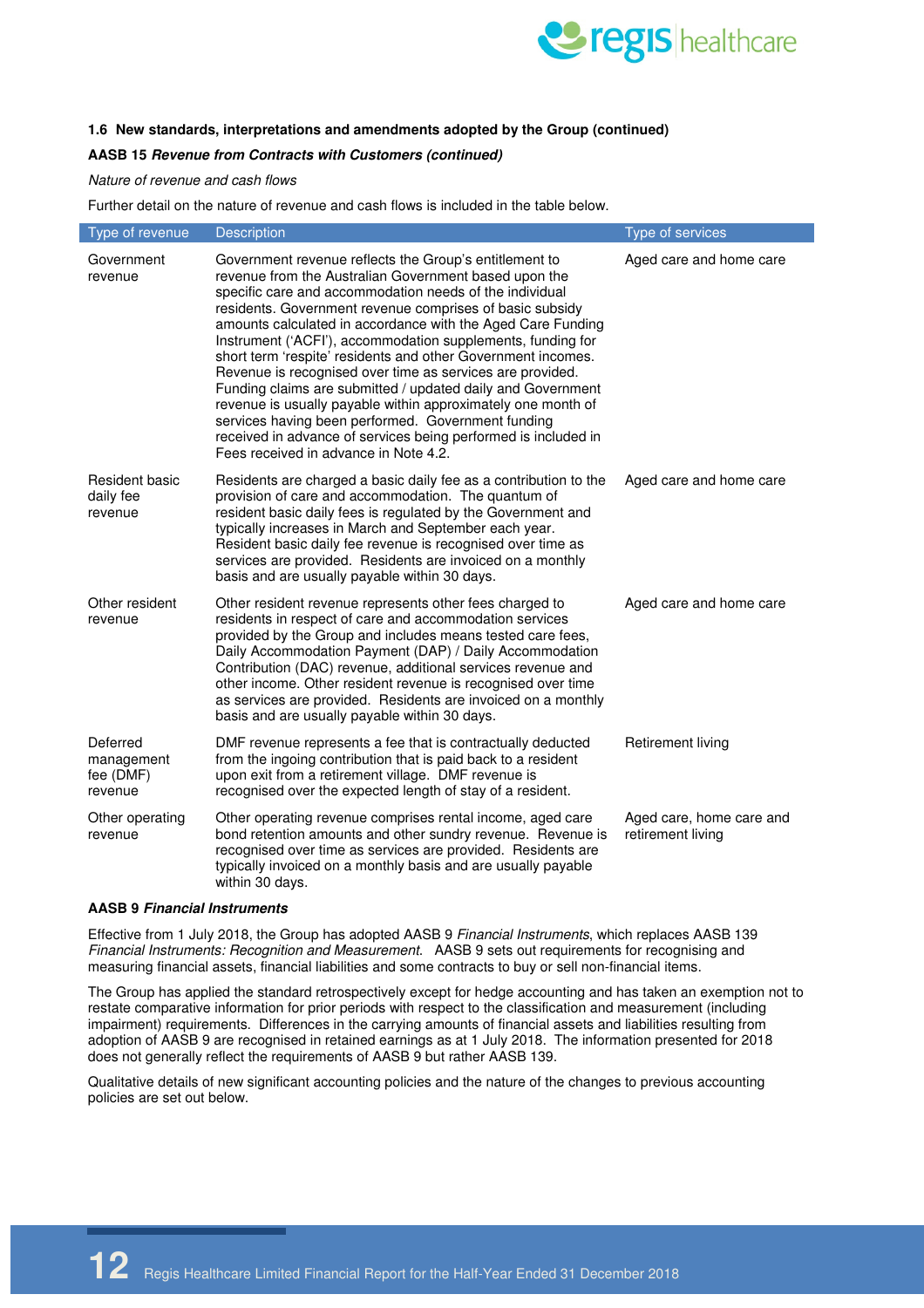**1.6 New standards, interpretations and amendments adopted by the Group (continued)**

**AASB 15 *Revenue from Contracts with Customers (continued)***

*Nature of revenue and cash flows*

Further detail on the nature of revenue and cash flows is included in the table below.

| Type of revenue | Description | Type of services |
|---|---|---|
| Government revenue | Government revenue reflects the Group's entitlement to revenue from the Australian Government based upon the specific care and accommodation needs of the individual residents. Government revenue comprises of basic subsidy amounts calculated in accordance with the Aged Care Funding Instrument ('ACFI'), accommodation supplements, funding for short term 'respite' residents and other Government incomes. Revenue is recognised over time as services are provided. Funding claims are submitted / updated daily and Government revenue is usually payable within approximately one month of services having been performed. Government funding received in advance of services being performed is included in Fees received in advance in Note 4.2. | Aged care and home care |
| Resident basic daily fee revenue | Residents are charged a basic daily fee as a contribution to the provision of care and accommodation. The quantum of resident basic daily fees is regulated by the Government and typically increases in March and September each year. Resident basic daily fee revenue is recognised over time as services are provided. Residents are invoiced on a monthly basis and are usually payable within 30 days. | Aged care and home care |
| Other resident revenue | Other resident revenue represents other fees charged to residents in respect of care and accommodation services provided by the Group and includes means tested care fees, Daily Accommodation Payment (DAP) / Daily Accommodation Contribution (DAC) revenue, additional services revenue and other income. Other resident revenue is recognised over time as services are provided. Residents are invoiced on a monthly basis and are usually payable within 30 days. | Aged care and home care |
| Deferred management fee (DMF) revenue | DMF revenue represents a fee that is contractually deducted from the ingoing contribution that is paid back to a resident upon exit from a retirement village. DMF revenue is recognised over the expected length of stay of a resident. | Retirement living |
| Other operating revenue | Other operating revenue comprises rental income, aged care bond retention amounts and other sundry revenue. Revenue is recognised over time as services are provided. Residents are typically invoiced on a monthly basis and are usually payable within 30 days. | Aged care, home care and retirement living |

**AASB 9 *Financial Instruments***

Effective from 1 July 2018, the Group has adopted AASB 9 *Financial Instruments*, which replaces AASB 139 *Financial Instruments: Recognition and Measurement*. AASB 9 sets out requirements for recognising and measuring financial assets, financial liabilities and some contracts to buy or sell non-financial items.

The Group has applied the standard retrospectively except for hedge accounting and has taken an exemption not to restate comparative information for prior periods with respect to the classification and measurement (including impairment) requirements. Differences in the carrying amounts of financial assets and liabilities resulting from adoption of AASB 9 are recognised in retained earnings as at 1 July 2018. The information presented for 2018 does not generally reflect the requirements of AASB 9 but rather AASB 139.

Qualitative details of new significant accounting policies and the nature of the changes to previous accounting policies are set out below.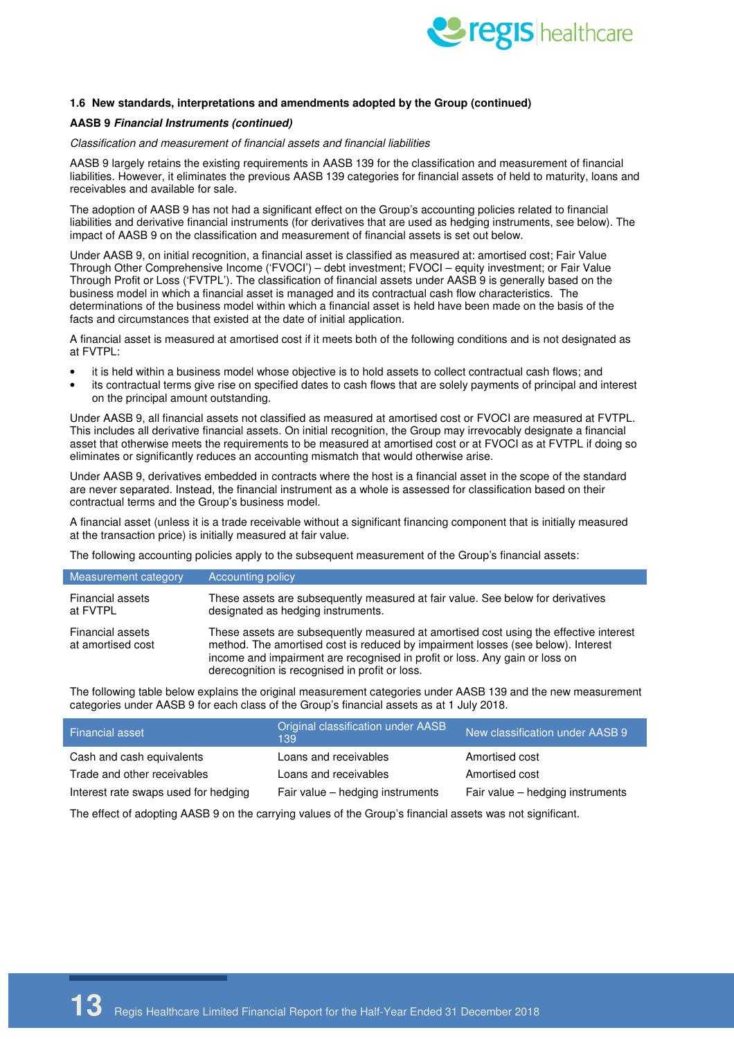### 1.6 New standards, interpretations and amendments adopted by the Group (continued)

**AASB 9 *Financial Instruments (continued)***

*Classification and measurement of financial assets and financial liabilities*

AASB 9 largely retains the existing requirements in AASB 139 for the classification and measurement of financial liabilities. However, it eliminates the previous AASB 139 categories for financial assets of held to maturity, loans and receivables and available for sale.

The adoption of AASB 9 has not had a significant effect on the Group's accounting policies related to financial liabilities and derivative financial instruments (for derivatives that are used as hedging instruments, see below). The impact of AASB 9 on the classification and measurement of financial assets is set out below.

Under AASB 9, on initial recognition, a financial asset is classified as measured at: amortised cost; Fair Value Through Other Comprehensive Income ('FVOCI') – debt investment; FVOCI – equity investment; or Fair Value Through Profit or Loss ('FVTPL'). The classification of financial assets under AASB 9 is generally based on the business model in which a financial asset is managed and its contractual cash flow characteristics. The determinations of the business model within which a financial asset is held have been made on the basis of the facts and circumstances that existed at the date of initial application.

A financial asset is measured at amortised cost if it meets both of the following conditions and is not designated as at FVTPL:

- it is held within a business model whose objective is to hold assets to collect contractual cash flows; and
- its contractual terms give rise on specified dates to cash flows that are solely payments of principal and interest on the principal amount outstanding.

Under AASB 9, all financial assets not classified as measured at amortised cost or FVOCI are measured at FVTPL. This includes all derivative financial assets. On initial recognition, the Group may irrevocably designate a financial asset that otherwise meets the requirements to be measured at amortised cost or at FVOCI as at FVTPL if doing so eliminates or significantly reduces an accounting mismatch that would otherwise arise.

Under AASB 9, derivatives embedded in contracts where the host is a financial asset in the scope of the standard are never separated. Instead, the financial instrument as a whole is assessed for classification based on their contractual terms and the Group's business model.

A financial asset (unless it is a trade receivable without a significant financing component that is initially measured at the transaction price) is initially measured at fair value.

The following accounting policies apply to the subsequent measurement of the Group's financial assets:

| Measurement category | Accounting policy |
|---|---|
| Financial assets at FVTPL | These assets are subsequently measured at fair value. See below for derivatives designated as hedging instruments. |
| Financial assets at amortised cost | These assets are subsequently measured at amortised cost using the effective interest method. The amortised cost is reduced by impairment losses (see below). Interest income and impairment are recognised in profit or loss. Any gain or loss on derecognition is recognised in profit or loss. |

The following table below explains the original measurement categories under AASB 139 and the new measurement categories under AASB 9 for each class of the Group's financial assets as at 1 July 2018.

| Financial asset | Original classification under AASB 139 | New classification under AASB 9 |
|---|---|---|
| Cash and cash equivalents | Loans and receivables | Amortised cost |
| Trade and other receivables | Loans and receivables | Amortised cost |
| Interest rate swaps used for hedging | Fair value – hedging instruments | Fair value – hedging instruments |

The effect of adopting AASB 9 on the carrying values of the Group's financial assets was not significant.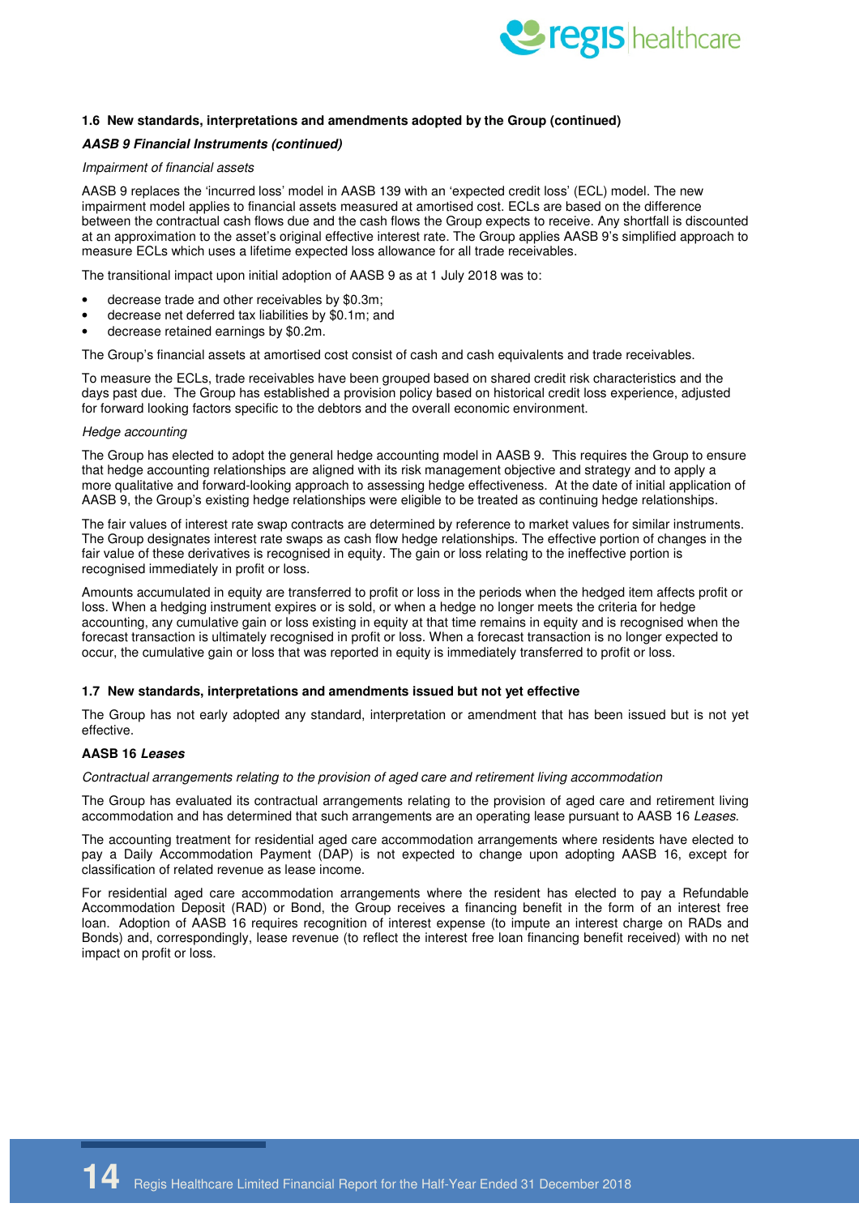### 1.6 New standards, interpretations and amendments adopted by the Group (continued)

***AASB 9 Financial Instruments (continued)***

*Impairment of financial assets*

AASB 9 replaces the 'incurred loss' model in AASB 139 with an 'expected credit loss' (ECL) model. The new impairment model applies to financial assets measured at amortised cost. ECLs are based on the difference between the contractual cash flows due and the cash flows the Group expects to receive. Any shortfall is discounted at an approximation to the asset's original effective interest rate. The Group applies AASB 9's simplified approach to measure ECLs which uses a lifetime expected loss allowance for all trade receivables.

The transitional impact upon initial adoption of AASB 9 as at 1 July 2018 was to:

- decrease trade and other receivables by $0.3m;
- decrease net deferred tax liabilities by $0.1m; and
- decrease retained earnings by $0.2m.

The Group's financial assets at amortised cost consist of cash and cash equivalents and trade receivables.

To measure the ECLs, trade receivables have been grouped based on shared credit risk characteristics and the days past due. The Group has established a provision policy based on historical credit loss experience, adjusted for forward looking factors specific to the debtors and the overall economic environment.

*Hedge accounting*

The Group has elected to adopt the general hedge accounting model in AASB 9. This requires the Group to ensure that hedge accounting relationships are aligned with its risk management objective and strategy and to apply a more qualitative and forward-looking approach to assessing hedge effectiveness. At the date of initial application of AASB 9, the Group's existing hedge relationships were eligible to be treated as continuing hedge relationships.

The fair values of interest rate swap contracts are determined by reference to market values for similar instruments. The Group designates interest rate swaps as cash flow hedge relationships. The effective portion of changes in the fair value of these derivatives is recognised in equity. The gain or loss relating to the ineffective portion is recognised immediately in profit or loss.

Amounts accumulated in equity are transferred to profit or loss in the periods when the hedged item affects profit or loss. When a hedging instrument expires or is sold, or when a hedge no longer meets the criteria for hedge accounting, any cumulative gain or loss existing in equity at that time remains in equity and is recognised when the forecast transaction is ultimately recognised in profit or loss. When a forecast transaction is no longer expected to occur, the cumulative gain or loss that was reported in equity is immediately transferred to profit or loss.

### 1.7 New standards, interpretations and amendments issued but not yet effective

The Group has not early adopted any standard, interpretation or amendment that has been issued but is not yet effective.

**AASB 16 *Leases***

*Contractual arrangements relating to the provision of aged care and retirement living accommodation*

The Group has evaluated its contractual arrangements relating to the provision of aged care and retirement living accommodation and has determined that such arrangements are an operating lease pursuant to AASB 16 *Leases*.

The accounting treatment for residential aged care accommodation arrangements where residents have elected to pay a Daily Accommodation Payment (DAP) is not expected to change upon adopting AASB 16, except for classification of related revenue as lease income.

For residential aged care accommodation arrangements where the resident has elected to pay a Refundable Accommodation Deposit (RAD) or Bond, the Group receives a financing benefit in the form of an interest free loan. Adoption of AASB 16 requires recognition of interest expense (to impute an interest charge on RADs and Bonds) and, correspondingly, lease revenue (to reflect the interest free loan financing benefit received) with no net impact on profit or loss.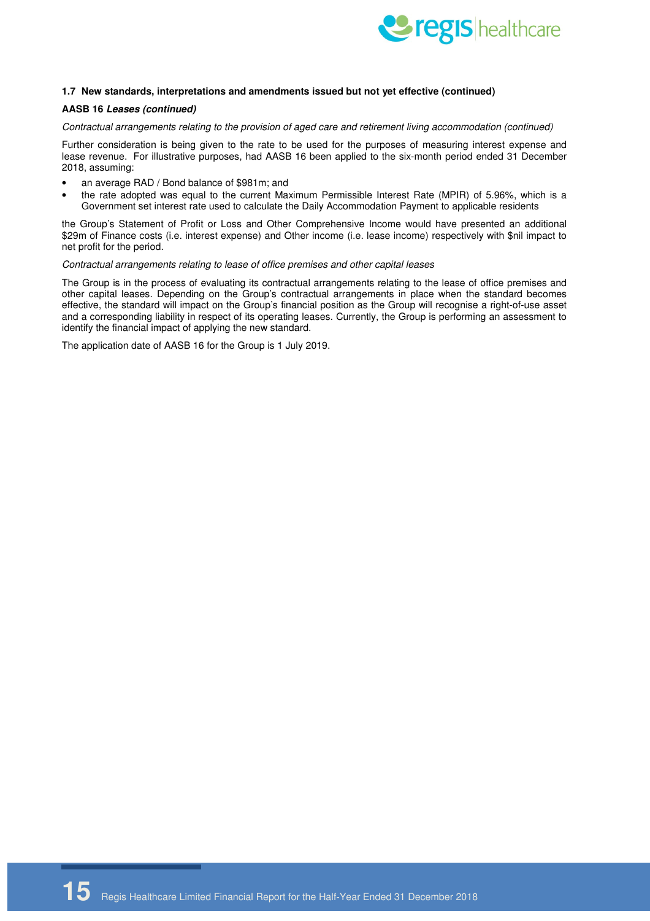### 1.7 New standards, interpretations and amendments issued but not yet effective (continued)

**AASB 16 *Leases (continued)***

*Contractual arrangements relating to the provision of aged care and retirement living accommodation (continued)*

Further consideration is being given to the rate to be used for the purposes of measuring interest expense and lease revenue. For illustrative purposes, had AASB 16 been applied to the six-month period ended 31 December 2018, assuming:

- an average RAD / Bond balance of $981m; and
- the rate adopted was equal to the current Maximum Permissible Interest Rate (MPIR) of 5.96%, which is a Government set interest rate used to calculate the Daily Accommodation Payment to applicable residents

the Group's Statement of Profit or Loss and Other Comprehensive Income would have presented an additional $29m of Finance costs (i.e. interest expense) and Other income (i.e. lease income) respectively with $nil impact to net profit for the period.

*Contractual arrangements relating to lease of office premises and other capital leases*

The Group is in the process of evaluating its contractual arrangements relating to the lease of office premises and other capital leases. Depending on the Group's contractual arrangements in place when the standard becomes effective, the standard will impact on the Group's financial position as the Group will recognise a right-of-use asset and a corresponding liability in respect of its operating leases. Currently, the Group is performing an assessment to identify the financial impact of applying the new standard.

The application date of AASB 16 for the Group is 1 July 2019.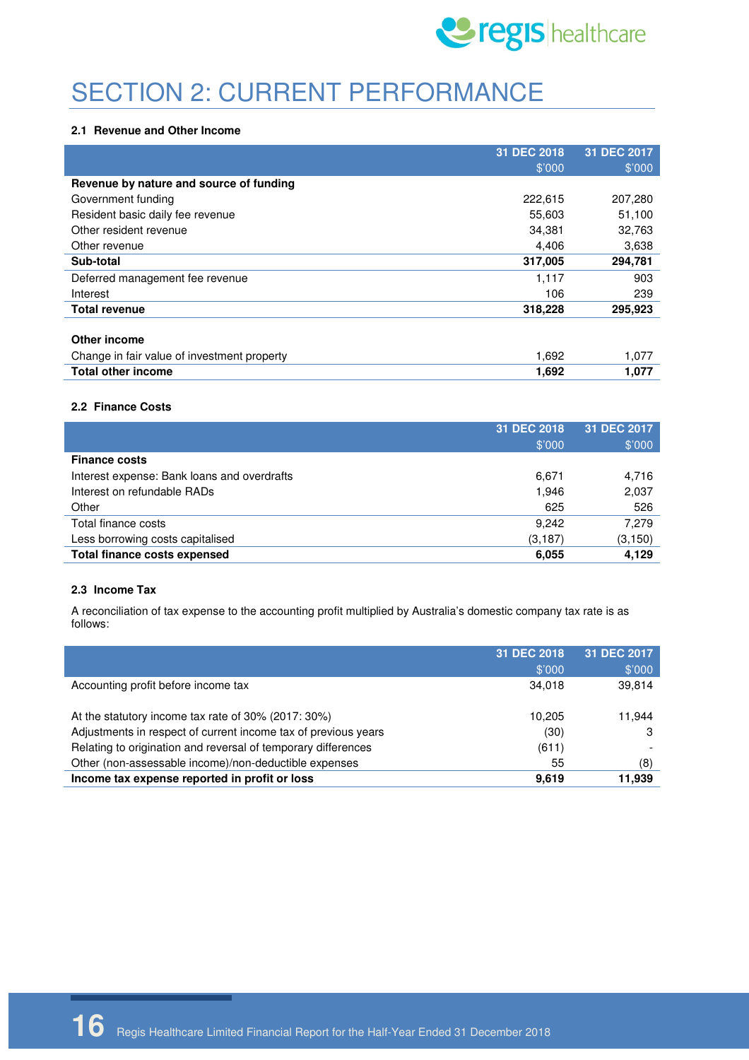# SECTION 2: CURRENT PERFORMANCE

### 2.1 Revenue and Other Income

| | 31 DEC 2018<br>$'000 | 31 DEC 2017<br>$'000 |
|---|---|---|
| **Revenue by nature and source of funding** | | |
| Government funding | 222,615 | 207,280 |
| Resident basic daily fee revenue | 55,603 | 51,100 |
| Other resident revenue | 34,381 | 32,763 |
| Other revenue | 4,406 | 3,638 |
| **Sub-total** | **317,005** | **294,781** |
| Deferred management fee revenue | 1,117 | 903 |
| Interest | 106 | 239 |
| **Total revenue** | **318,228** | **295,923** |
| | | |
| **Other income** | | |
| Change in fair value of investment property | 1,692 | 1,077 |
| **Total other income** | **1,692** | **1,077** |

### 2.2 Finance Costs

| | 31 DEC 2018<br>$'000 | 31 DEC 2017<br>$'000 |
|---|---|---|
| **Finance costs** | | |
| Interest expense: Bank loans and overdrafts | 6,671 | 4,716 |
| Interest on refundable RADs | 1,946 | 2,037 |
| Other | 625 | 526 |
| Total finance costs | 9,242 | 7,279 |
| Less borrowing costs capitalised | (3,187) | (3,150) |
| **Total finance costs expensed** | **6,055** | **4,129** |

### 2.3 Income Tax

A reconciliation of tax expense to the accounting profit multiplied by Australia's domestic company tax rate is as follows:

| | 31 DEC 2018<br>$'000 | 31 DEC 2017<br>$'000 |
|---|---|---|
| Accounting profit before income tax | 34,018 | 39,814 |
| | | |
| At the statutory income tax rate of 30% (2017: 30%) | 10,205 | 11,944 |
| Adjustments in respect of current income tax of previous years | (30) | 3 |
| Relating to origination and reversal of temporary differences | (611) | - |
| Other (non-assessable income)/non-deductible expenses | 55 | (8) |
| **Income tax expense reported in profit or loss** | **9,619** | **11,939** |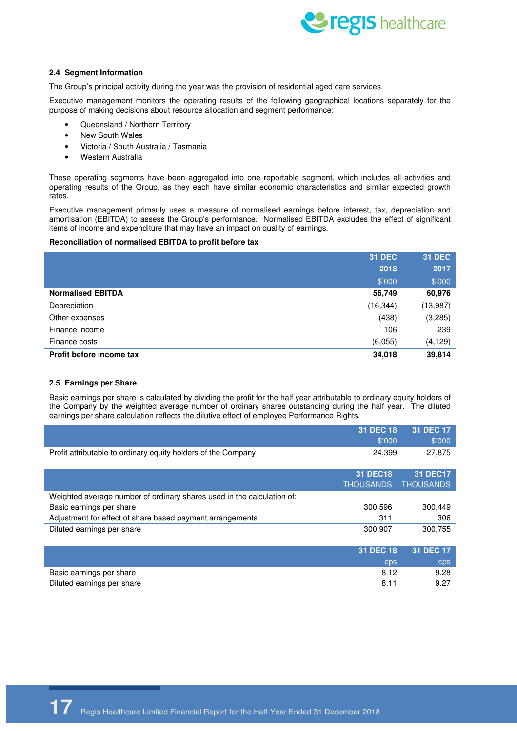### 2.4 Segment Information

The Group's principal activity during the year was the provision of residential aged care services.

Executive management monitors the operating results of the following geographical locations separately for the purpose of making decisions about resource allocation and segment performance:

- Queensland / Northern Territory
- New South Wales
- Victoria / South Australia / Tasmania
- Western Australia

These operating segments have been aggregated into one reportable segment, which includes all activities and operating results of the Group, as they each have similar economic characteristics and similar expected growth rates.

Executive management primarily uses a measure of normalised earnings before interest, tax, depreciation and amortisation (EBITDA) to assess the Group's performance. Normalised EBITDA excludes the effect of significant items of income and expenditure that may have an impact on quality of earnings.

**Reconciliation of normalised EBITDA to profit before tax**

| | 31 DEC 2018 $'000 | 31 DEC 2017 $'000 |
|---|---|---|
| **Normalised EBITDA** | **56,749** | **60,976** |
| Depreciation | (16,344) | (13,987) |
| Other expenses | (438) | (3,285) |
| Finance income | 106 | 239 |
| Finance costs | (6,055) | (4,129) |
| **Profit before income tax** | **34,018** | **39,814** |

### 2.5 Earnings per Share

Basic earnings per share is calculated by dividing the profit for the half year attributable to ordinary equity holders of the Company by the weighted average number of ordinary shares outstanding during the half year. The diluted earnings per share calculation reflects the dilutive effect of employee Performance Rights.

| | 31 DEC 18 $'000 | 31 DEC 17 $'000 |
|---|---|---|
| Profit attributable to ordinary equity holders of the Company | 24,399 | 27,875 |

| | 31 DEC18 THOUSANDS | 31 DEC17 THOUSANDS |
|---|---|---|
| Weighted average number of ordinary shares used in the calculation of: | | |
| Basic earnings per share | 300,596 | 300,449 |
| Adjustment for effect of share based payment arrangements | 311 | 306 |
| Diluted earnings per share | 300,907 | 300,755 |

| | 31 DEC 18 cps | 31 DEC 17 cps |
|---|---|---|
| Basic earnings per share | 8.12 | 9.28 |
| Diluted earnings per share | 8.11 | 9.27 |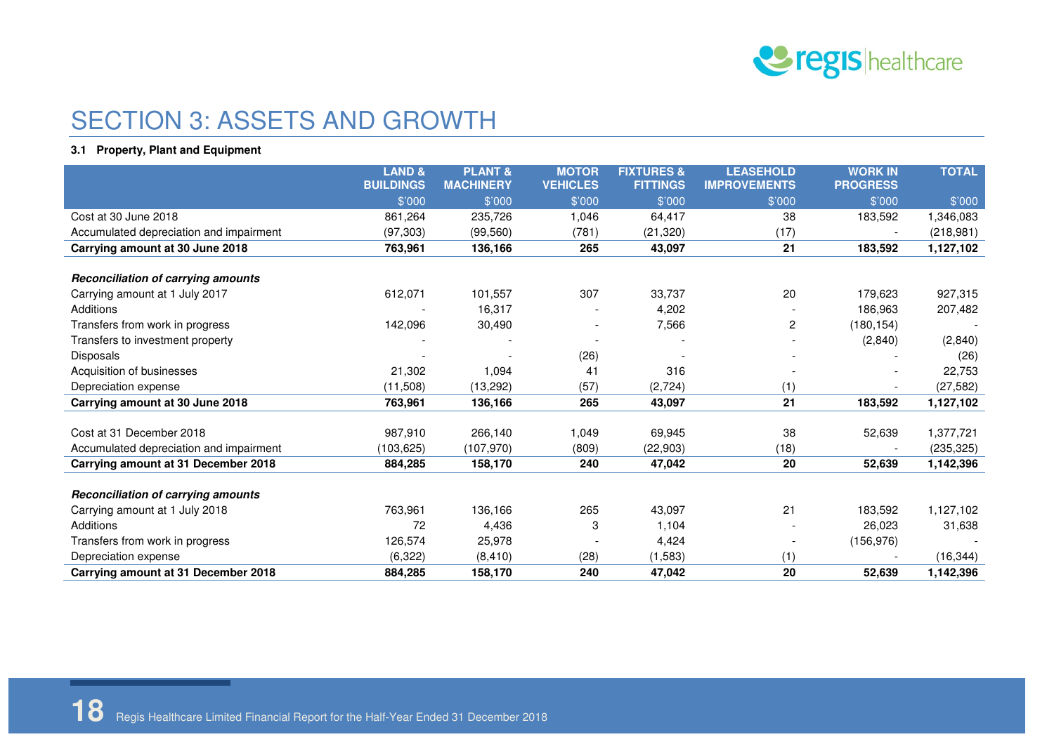# SECTION 3: ASSETS AND GROWTH

### 3.1 Property, Plant and Equipment

| | LAND & BUILDINGS | PLANT & MACHINERY | MOTOR VEHICLES | FIXTURES & FITTINGS | LEASEHOLD IMPROVEMENTS | WORK IN PROGRESS | TOTAL |
|---|---|---|---|---|---|---|---|
| | $'000 | $'000 | $'000 | $'000 | $'000 | $'000 | $'000 |
| Cost at 30 June 2018 | 861,264 | 235,726 | 1,046 | 64,417 | 38 | 183,592 | 1,346,083 |
| Accumulated depreciation and impairment | (97,303) | (99,560) | (781) | (21,320) | (17) | - | (218,981) |
| **Carrying amount at 30 June 2018** | **763,961** | **136,166** | **265** | **43,097** | **21** | **183,592** | **1,127,102** |
| | | | | | | | |
| ***Reconciliation of carrying amounts*** | | | | | | | |
| Carrying amount at 1 July 2017 | 612,071 | 101,557 | 307 | 33,737 | 20 | 179,623 | 927,315 |
| Additions | - | 16,317 | - | 4,202 | - | 186,963 | 207,482 |
| Transfers from work in progress | 142,096 | 30,490 | - | 7,566 | 2 | (180,154) | - |
| Transfers to investment property | - | - | - | - | - | (2,840) | (2,840) |
| Disposals | - | - | (26) | - | - | - | (26) |
| Acquisition of businesses | 21,302 | 1,094 | 41 | 316 | - | - | 22,753 |
| Depreciation expense | (11,508) | (13,292) | (57) | (2,724) | (1) | - | (27,582) |
| **Carrying amount at 30 June 2018** | **763,961** | **136,166** | **265** | **43,097** | **21** | **183,592** | **1,127,102** |
| | | | | | | | |
| Cost at 31 December 2018 | 987,910 | 266,140 | 1,049 | 69,945 | 38 | 52,639 | 1,377,721 |
| Accumulated depreciation and impairment | (103,625) | (107,970) | (809) | (22,903) | (18) | - | (235,325) |
| **Carrying amount at 31 December 2018** | **884,285** | **158,170** | **240** | **47,042** | **20** | **52,639** | **1,142,396** |
| | | | | | | | |
| ***Reconciliation of carrying amounts*** | | | | | | | |
| Carrying amount at 1 July 2018 | 763,961 | 136,166 | 265 | 43,097 | 21 | 183,592 | 1,127,102 |
| Additions | 72 | 4,436 | 3 | 1,104 | - | 26,023 | 31,638 |
| Transfers from work in progress | 126,574 | 25,978 | - | 4,424 | - | (156,976) | - |
| Depreciation expense | (6,322) | (8,410) | (28) | (1,583) | (1) | - | (16,344) |
| **Carrying amount at 31 December 2018** | **884,285** | **158,170** | **240** | **47,042** | **20** | **52,639** | **1,142,396** |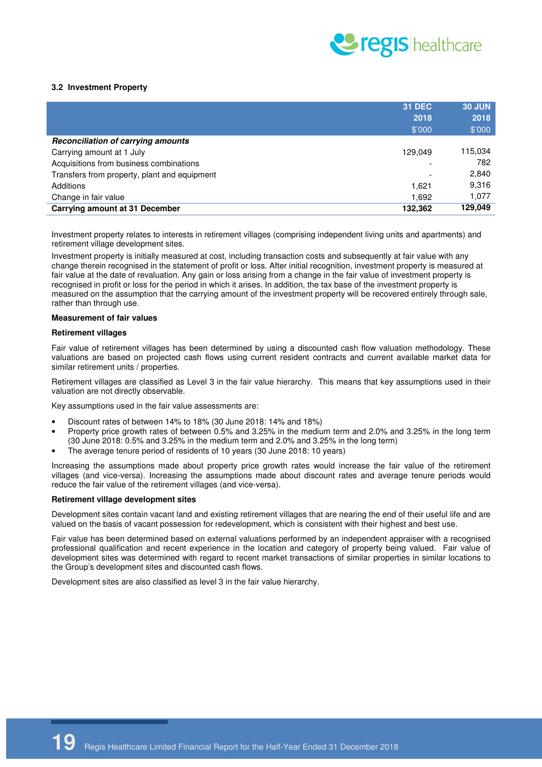### 3.2 Investment Property

| | 31 DEC 2018 $'000 | 30 JUN 2018 $'000 |
|---|---|---|
| ***Reconciliation of carrying amounts*** | | |
| Carrying amount at 1 July | 129,049 | 115,034 |
| Acquisitions from business combinations | - | 782 |
| Transfers from property, plant and equipment | - | 2,840 |
| Additions | 1,621 | 9,316 |
| Change in fair value | 1,692 | 1,077 |
| **Carrying amount at 31 December** | **132,362** | **129,049** |

Investment property relates to interests in retirement villages (comprising independent living units and apartments) and retirement village development sites.

Investment property is initially measured at cost, including transaction costs and subsequently at fair value with any change therein recognised in the statement of profit or loss. After initial recognition, investment property is measured at fair value at the date of revaluation. Any gain or loss arising from a change in the fair value of investment property is recognised in profit or loss for the period in which it arises. In addition, the tax base of the investment property is measured on the assumption that the carrying amount of the investment property will be recovered entirely through sale, rather than through use.

**Measurement of fair values**

**Retirement villages**

Fair value of retirement villages has been determined by using a discounted cash flow valuation methodology. These valuations are based on projected cash flows using current resident contracts and current available market data for similar retirement units / properties.

Retirement villages are classified as Level 3 in the fair value hierarchy. This means that key assumptions used in their valuation are not directly observable.

Key assumptions used in the fair value assessments are:

- Discount rates of between 14% to 18% (30 June 2018: 14% and 18%)
- Property price growth rates of between 0.5% and 3.25% in the medium term and 2.0% and 3.25% in the long term (30 June 2018: 0.5% and 3.25% in the medium term and 2.0% and 3.25% in the long term)
- The average tenure period of residents of 10 years (30 June 2018: 10 years)

Increasing the assumptions made about property price growth rates would increase the fair value of the retirement villages (and vice-versa). Increasing the assumptions made about discount rates and average tenure periods would reduce the fair value of the retirement villages (and vice-versa).

**Retirement village development sites**

Development sites contain vacant land and existing retirement villages that are nearing the end of their useful life and are valued on the basis of vacant possession for redevelopment, which is consistent with their highest and best use.

Fair value has been determined based on external valuations performed by an independent appraiser with a recognised professional qualification and recent experience in the location and category of property being valued. Fair value of development sites was determined with regard to recent market transactions of similar properties in similar locations to the Group's development sites and discounted cash flows.

Development sites are also classified as level 3 in the fair value hierarchy.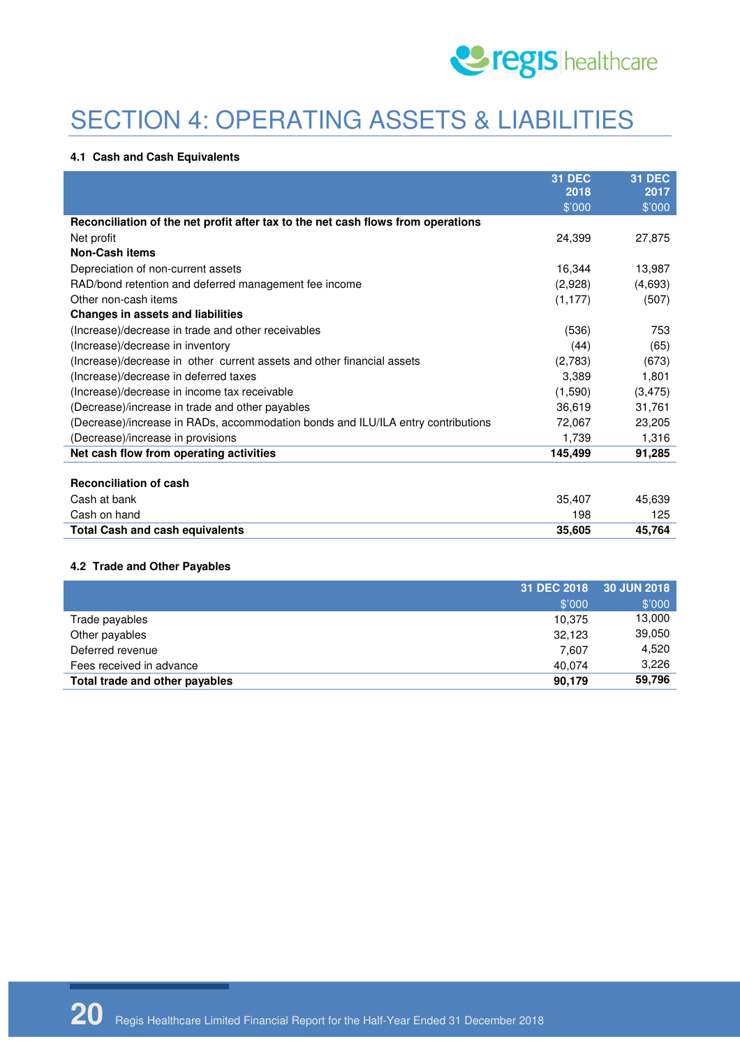# SECTION 4: OPERATING ASSETS & LIABILITIES

### 4.1 Cash and Cash Equivalents

| | 31 DEC 2018 $'000 | 31 DEC 2017 $'000 |
|---|---|---|
| **Reconciliation of the net profit after tax to the net cash flows from operations** | | |
| Net profit | 24,399 | 27,875 |
| **Non-Cash items** | | |
| Depreciation of non-current assets | 16,344 | 13,987 |
| RAD/bond retention and deferred management fee income | (2,928) | (4,693) |
| Other non-cash items | (1,177) | (507) |
| **Changes in assets and liabilities** | | |
| (Increase)/decrease in trade and other receivables | (536) | 753 |
| (Increase)/decrease in inventory | (44) | (65) |
| (Increase)/decrease in other current assets and other financial assets | (2,783) | (673) |
| (Increase)/decrease in deferred taxes | 3,389 | 1,801 |
| (Increase)/decrease in income tax receivable | (1,590) | (3,475) |
| (Decrease)/increase in trade and other payables | 36,619 | 31,761 |
| (Decrease)/increase in RADs, accommodation bonds and ILU/ILA entry contributions | 72,067 | 23,205 |
| (Decrease)/increase in provisions | 1,739 | 1,316 |
| **Net cash flow from operating activities** | **145,499** | **91,285** |
| | | |
| **Reconciliation of cash** | | |
| Cash at bank | 35,407 | 45,639 |
| Cash on hand | 198 | 125 |
| **Total Cash and cash equivalents** | **35,605** | **45,764** |

### 4.2 Trade and Other Payables

| | 31 DEC 2018 $'000 | 30 JUN 2018 $'000 |
|---|---|---|
| Trade payables | 10,375 | 13,000 |
| Other payables | 32,123 | 39,050 |
| Deferred revenue | 7,607 | 4,520 |
| Fees received in advance | 40,074 | 3,226 |
| **Total trade and other payables** | **90,179** | **59,796** |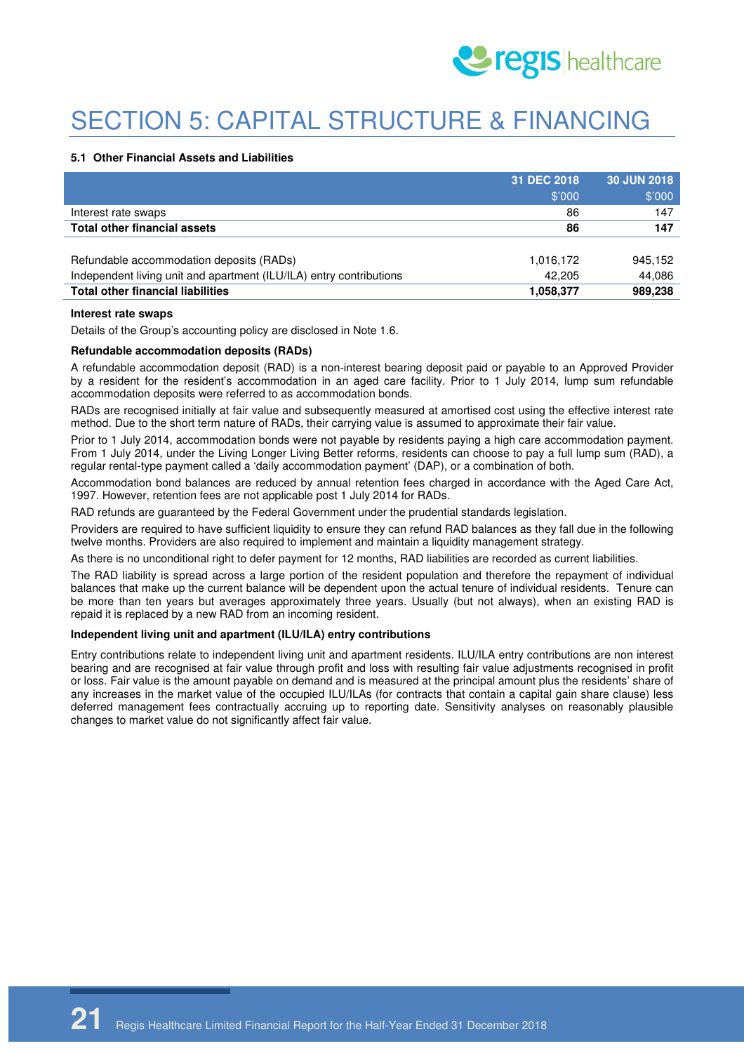# SECTION 5: CAPITAL STRUCTURE & FINANCING

### 5.1 Other Financial Assets and Liabilities

| | 31 DEC 2018 | 30 JUN 2018 |
|---|---|---|
| | $'000 | $'000 |
| Interest rate swaps | 86 | 147 |
| **Total other financial assets** | **86** | **147** |
| | | |
| Refundable accommodation deposits (RADs) | 1,016,172 | 945,152 |
| Independent living unit and apartment (ILU/ILA) entry contributions | 42,205 | 44,086 |
| **Total other financial liabilities** | **1,058,377** | **989,238** |

**Interest rate swaps**

Details of the Group's accounting policy are disclosed in Note 1.6.

**Refundable accommodation deposits (RADs)**

A refundable accommodation deposit (RAD) is a non-interest bearing deposit paid or payable to an Approved Provider by a resident for the resident's accommodation in an aged care facility. Prior to 1 July 2014, lump sum refundable accommodation deposits were referred to as accommodation bonds.

RADs are recognised initially at fair value and subsequently measured at amortised cost using the effective interest rate method. Due to the short term nature of RADs, their carrying value is assumed to approximate their fair value.

Prior to 1 July 2014, accommodation bonds were not payable by residents paying a high care accommodation payment. From 1 July 2014, under the Living Longer Living Better reforms, residents can choose to pay a full lump sum (RAD), a regular rental-type payment called a 'daily accommodation payment' (DAP), or a combination of both.

Accommodation bond balances are reduced by annual retention fees charged in accordance with the Aged Care Act, 1997. However, retention fees are not applicable post 1 July 2014 for RADs.

RAD refunds are guaranteed by the Federal Government under the prudential standards legislation.

Providers are required to have sufficient liquidity to ensure they can refund RAD balances as they fall due in the following twelve months. Providers are also required to implement and maintain a liquidity management strategy.

As there is no unconditional right to defer payment for 12 months, RAD liabilities are recorded as current liabilities.

The RAD liability is spread across a large portion of the resident population and therefore the repayment of individual balances that make up the current balance will be dependent upon the actual tenure of individual residents. Tenure can be more than ten years but averages approximately three years. Usually (but not always), when an existing RAD is repaid it is replaced by a new RAD from an incoming resident.

**Independent living unit and apartment (ILU/ILA) entry contributions**

Entry contributions relate to independent living unit and apartment residents. ILU/ILA entry contributions are non interest bearing and are recognised at fair value through profit and loss with resulting fair value adjustments recognised in profit or loss. Fair value is the amount payable on demand and is measured at the principal amount plus the residents' share of any increases in the market value of the occupied ILU/ILAs (for contracts that contain a capital gain share clause) less deferred management fees contractually accruing up to reporting date. Sensitivity analyses on reasonably plausible changes to market value do not significantly affect fair value.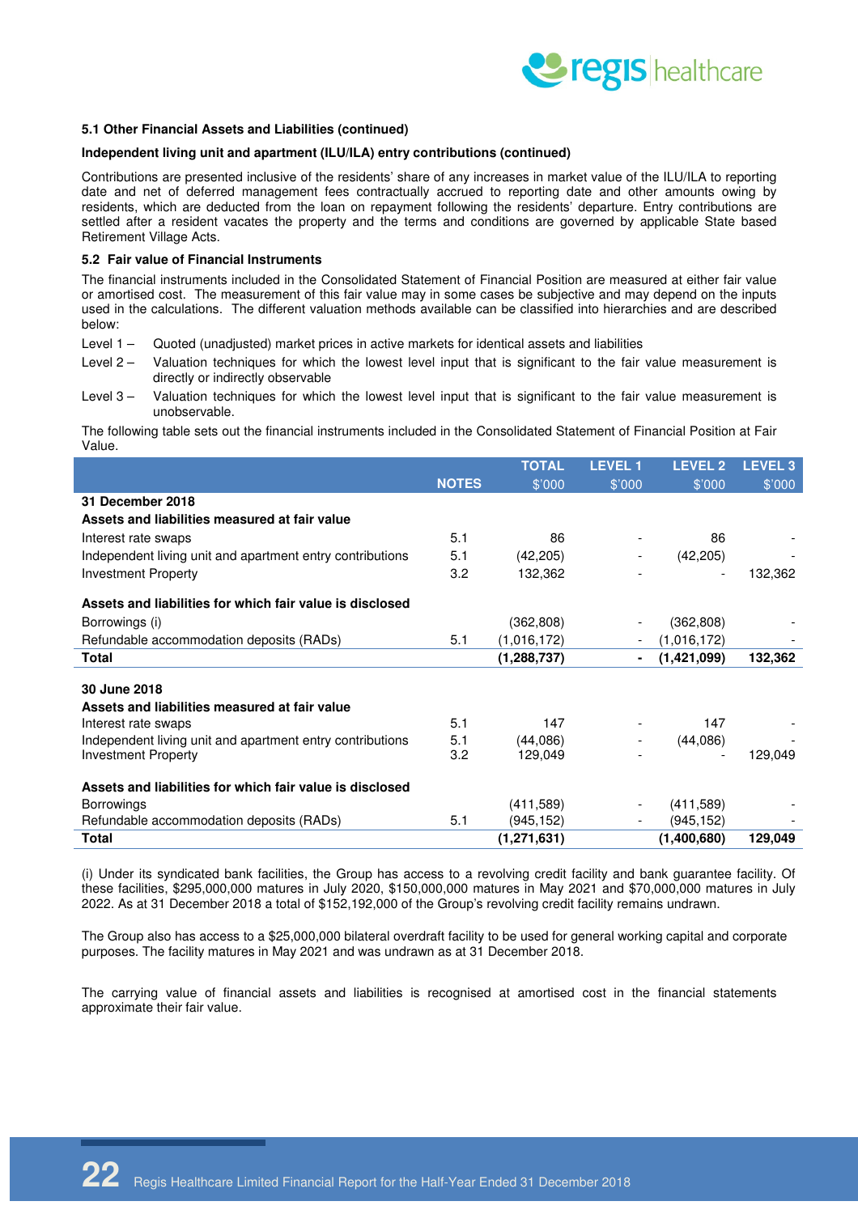#### 5.1 Other Financial Assets and Liabilities (continued)

**Independent living unit and apartment (ILU/ILA) entry contributions (continued)**

Contributions are presented inclusive of the residents' share of any increases in market value of the ILU/ILA to reporting date and net of deferred management fees contractually accrued to reporting date and other amounts owing by residents, which are deducted from the loan on repayment following the residents' departure. Entry contributions are settled after a resident vacates the property and the terms and conditions are governed by applicable State based Retirement Village Acts.

#### 5.2 Fair value of Financial Instruments

The financial instruments included in the Consolidated Statement of Financial Position are measured at either fair value or amortised cost. The measurement of this fair value may in some cases be subjective and may depend on the inputs used in the calculations. The different valuation methods available can be classified into hierarchies and are described below:

Level 1 – Quoted (unadjusted) market prices in active markets for identical assets and liabilities

Level 2 – Valuation techniques for which the lowest level input that is significant to the fair value measurement is directly or indirectly observable

Level 3 – Valuation techniques for which the lowest level input that is significant to the fair value measurement is unobservable.

The following table sets out the financial instruments included in the Consolidated Statement of Financial Position at Fair Value.

| | NOTES | TOTAL $'000 | LEVEL 1 $'000 | LEVEL 2 $'000 | LEVEL 3 $'000 |
|---|---|---|---|---|---|
| **31 December 2018** | | | | | |
| **Assets and liabilities measured at fair value** | | | | | |
| Interest rate swaps | 5.1 | 86 | - | 86 | - |
| Independent living unit and apartment entry contributions | 5.1 | (42,205) | - | (42,205) | - |
| Investment Property | 3.2 | 132,362 | - | - | 132,362 |
| **Assets and liabilities for which fair value is disclosed** | | | | | |
| Borrowings (i) | | (362,808) | - | (362,808) | - |
| Refundable accommodation deposits (RADs) | 5.1 | (1,016,172) | - | (1,016,172) | - |
| **Total** | | **(1,288,737)** | **-** | **(1,421,099)** | **132,362** |
| **30 June 2018** | | | | | |
| **Assets and liabilities measured at fair value** | | | | | |
| Interest rate swaps | 5.1 | 147 | - | 147 | - |
| Independent living unit and apartment entry contributions | 5.1 | (44,086) | - | (44,086) | - |
| Investment Property | 3.2 | 129,049 | - | - | 129,049 |
| **Assets and liabilities for which fair value is disclosed** | | | | | |
| Borrowings | | (411,589) | - | (411,589) | - |
| Refundable accommodation deposits (RADs) | 5.1 | (945,152) | - | (945,152) | - |
| **Total** | | **(1,271,631)** | | **(1,400,680)** | **129,049** |

(i) Under its syndicated bank facilities, the Group has access to a revolving credit facility and bank guarantee facility. Of these facilities, $295,000,000 matures in July 2020, $150,000,000 matures in May 2021 and $70,000,000 matures in July 2022. As at 31 December 2018 a total of $152,192,000 of the Group's revolving credit facility remains undrawn.

The Group also has access to a $25,000,000 bilateral overdraft facility to be used for general working capital and corporate purposes. The facility matures in May 2021 and was undrawn as at 31 December 2018.

The carrying value of financial assets and liabilities is recognised at amortised cost in the financial statements approximate their fair value.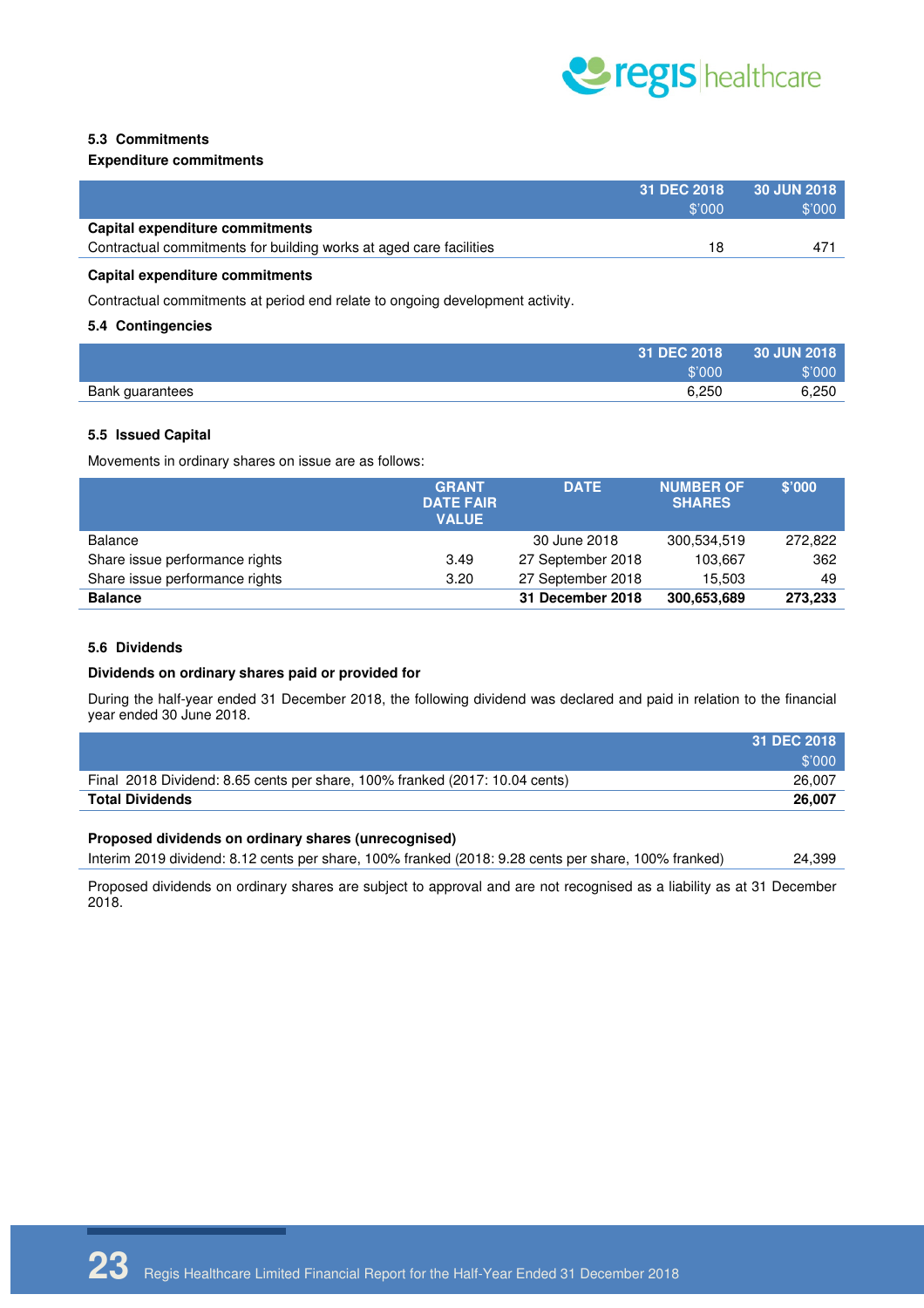### 5.3 Commitments

**Expenditure commitments**

| | 31 DEC 2018 $'000 | 30 JUN 2018 $'000 |
|---|---|---|
| **Capital expenditure commitments** | | |
| Contractual commitments for building works at aged care facilities | 18 | 471 |

**Capital expenditure commitments**

Contractual commitments at period end relate to ongoing development activity.

### 5.4 Contingencies

| | 31 DEC 2018 $'000 | 30 JUN 2018 $'000 |
|---|---|---|
| Bank guarantees | 6,250 | 6,250 |

### 5.5 Issued Capital

Movements in ordinary shares on issue are as follows:

| | GRANT DATE FAIR VALUE | DATE | NUMBER OF SHARES | $'000 |
|---|---|---|---|---|
| Balance | | 30 June 2018 | 300,534,519 | 272,822 |
| Share issue performance rights | 3.49 | 27 September 2018 | 103,667 | 362 |
| Share issue performance rights | 3.20 | 27 September 2018 | 15,503 | 49 |
| **Balance** | | **31 December 2018** | **300,653,689** | **273,233** |

### 5.6 Dividends

**Dividends on ordinary shares paid or provided for**

During the half-year ended 31 December 2018, the following dividend was declared and paid in relation to the financial year ended 30 June 2018.

| | 31 DEC 2018 $'000 |
|---|---|
| Final 2018 Dividend: 8.65 cents per share, 100% franked (2017: 10.04 cents) | 26,007 |
| **Total Dividends** | **26,007** |

**Proposed dividends on ordinary shares (unrecognised)**

| | |
|---|---|
| Interim 2019 dividend: 8.12 cents per share, 100% franked (2018: 9.28 cents per share, 100% franked) | 24,399 |

Proposed dividends on ordinary shares are subject to approval and are not recognised as a liability as at 31 December 2018.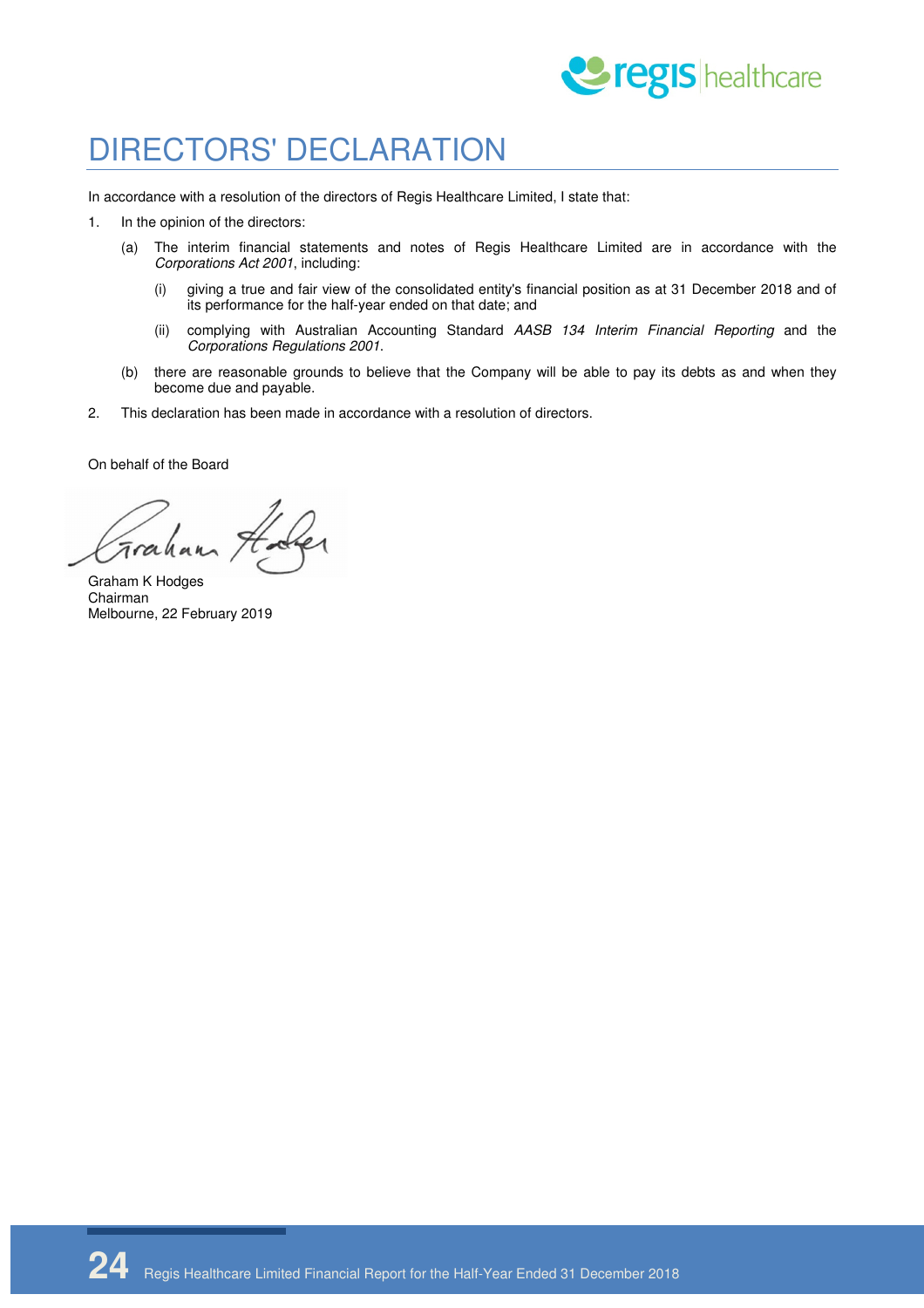# DIRECTORS' DECLARATION

In accordance with a resolution of the directors of Regis Healthcare Limited, I state that:

1. In the opinion of the directors:

   (a) The interim financial statements and notes of Regis Healthcare Limited are in accordance with the *Corporations Act 2001*, including:

      (i) giving a true and fair view of the consolidated entity's financial position as at 31 December 2018 and of its performance for the half-year ended on that date; and

      (ii) complying with Australian Accounting Standard *AASB 134 Interim Financial Reporting* and the *Corporations Regulations 2001*.

   (b) there are reasonable grounds to believe that the Company will be able to pay its debts as and when they become due and payable.

2. This declaration has been made in accordance with a resolution of directors.

On behalf of the Board

Graham K Hodges
Chairman
Melbourne, 22 February 2019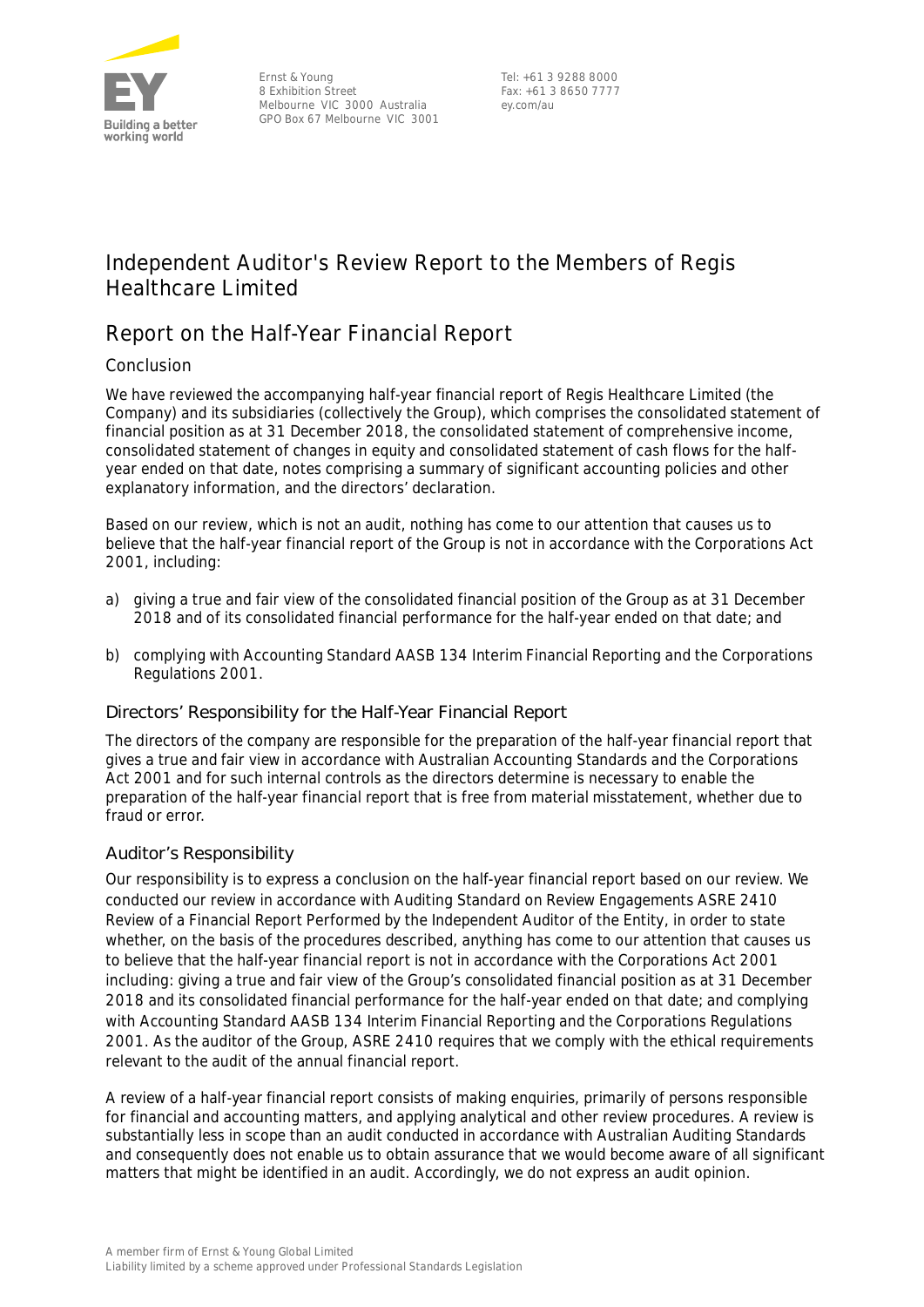Ernst & Young
8 Exhibition Street
Melbourne VIC 3000 Australia
GPO Box 67 Melbourne VIC 3001

Tel: +61 3 9288 8000
Fax: +61 3 8650 7777
ey.com/au

# Independent Auditor's Review Report to the Members of Regis Healthcare Limited

## Report on the Half-Year Financial Report

### Conclusion

We have reviewed the accompanying half-year financial report of Regis Healthcare Limited (the Company) and its subsidiaries (collectively the Group), which comprises the consolidated statement of financial position as at 31 December 2018, the consolidated statement of comprehensive income, consolidated statement of changes in equity and consolidated statement of cash flows for the half-year ended on that date, notes comprising a summary of significant accounting policies and other explanatory information, and the directors' declaration.

Based on our review, which is not an audit, nothing has come to our attention that causes us to believe that the half-year financial report of the Group is not in accordance with the Corporations Act 2001, including:

a) giving a true and fair view of the consolidated financial position of the Group as at 31 December 2018 and of its consolidated financial performance for the half-year ended on that date; and

b) complying with Accounting Standard AASB 134 Interim Financial Reporting and the Corporations Regulations 2001.

### Directors' Responsibility for the Half-Year Financial Report

The directors of the company are responsible for the preparation of the half-year financial report that gives a true and fair view in accordance with Australian Accounting Standards and the Corporations Act 2001 and for such internal controls as the directors determine is necessary to enable the preparation of the half-year financial report that is free from material misstatement, whether due to fraud or error.

### Auditor's Responsibility

Our responsibility is to express a conclusion on the half-year financial report based on our review. We conducted our review in accordance with Auditing Standard on Review Engagements ASRE 2410 Review of a Financial Report Performed by the Independent Auditor of the Entity, in order to state whether, on the basis of the procedures described, anything has come to our attention that causes us to believe that the half-year financial report is not in accordance with the Corporations Act 2001 including: giving a true and fair view of the Group's consolidated financial position as at 31 December 2018 and its consolidated financial performance for the half-year ended on that date; and complying with Accounting Standard AASB 134 Interim Financial Reporting and the Corporations Regulations 2001. As the auditor of the Group, ASRE 2410 requires that we comply with the ethical requirements relevant to the audit of the annual financial report.

A review of a half-year financial report consists of making enquiries, primarily of persons responsible for financial and accounting matters, and applying analytical and other review procedures. A review is substantially less in scope than an audit conducted in accordance with Australian Auditing Standards and consequently does not enable us to obtain assurance that we would become aware of all significant matters that might be identified in an audit. Accordingly, we do not express an audit opinion.

A member firm of Ernst & Young Global Limited
Liability limited by a scheme approved under Professional Standards Legislation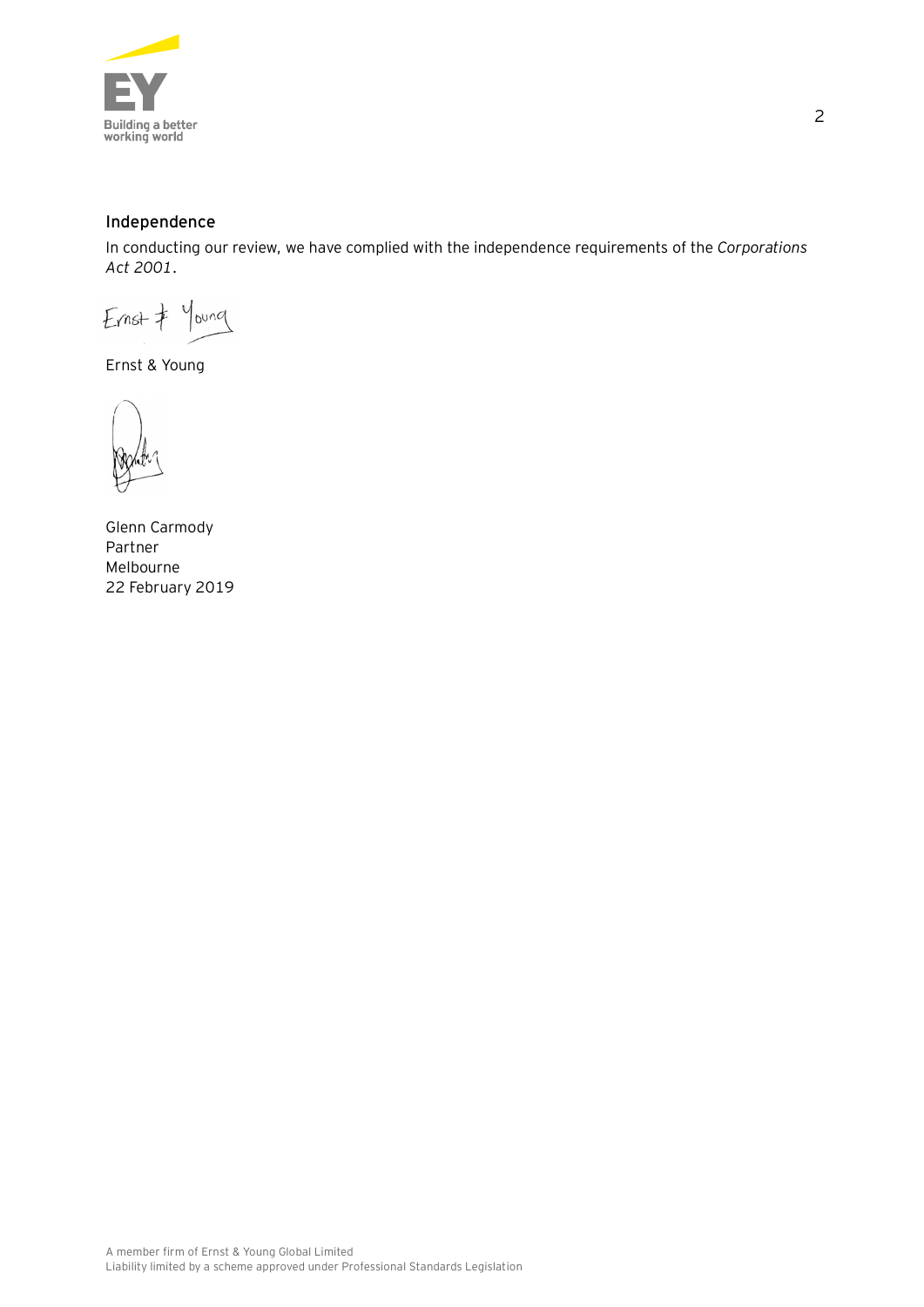## Independence

In conducting our review, we have complied with the independence requirements of the *Corporations Act 2001*.

Ernst & Young

Glenn Carmody
Partner
Melbourne
22 February 2019

A member firm of Ernst & Young Global Limited
Liability limited by a scheme approved under Professional Standards Legislation